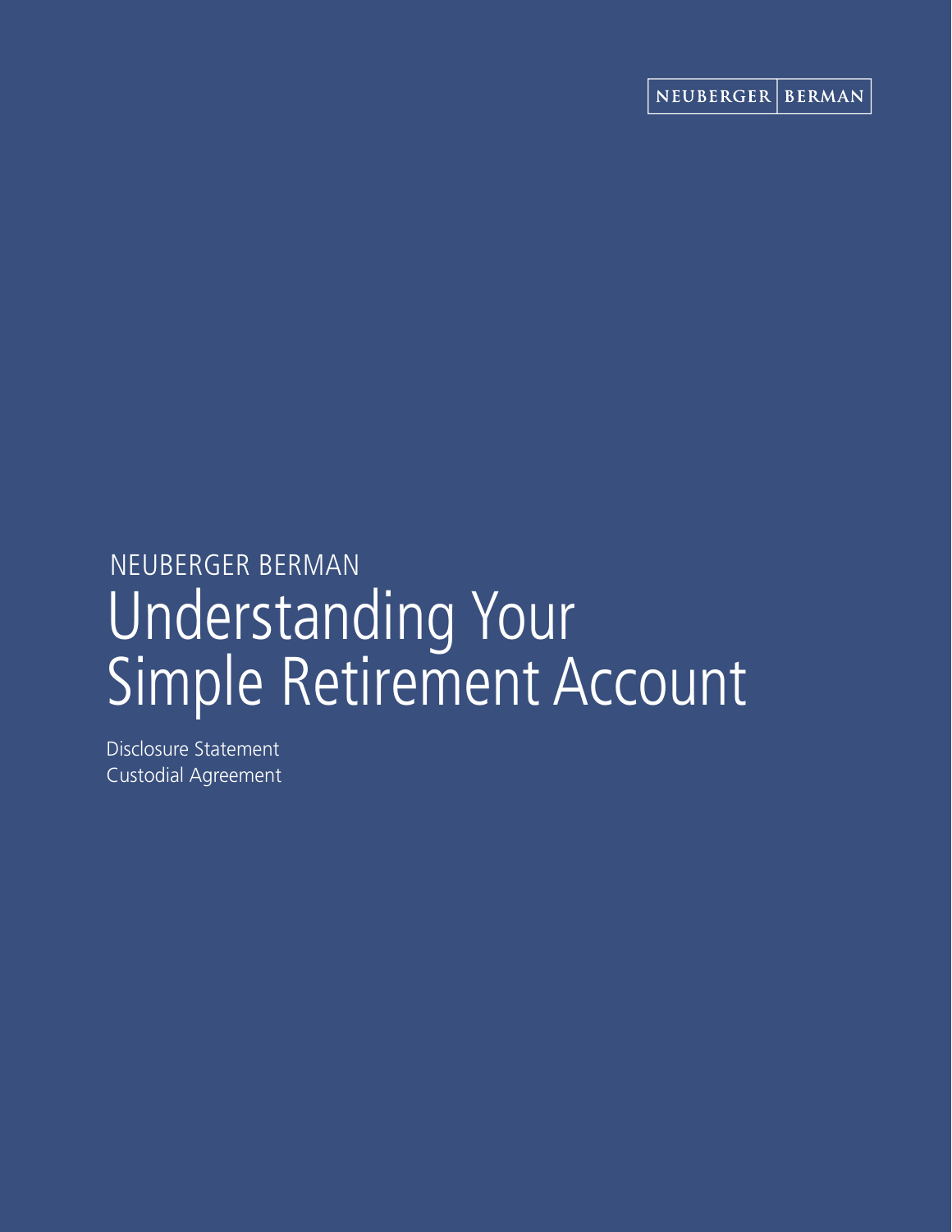NEUBERGER | BERMAN

NEUBERGER BERMAN

# Understanding Your Simple Retirement Account

Disclosure Statement
Custodial Agreement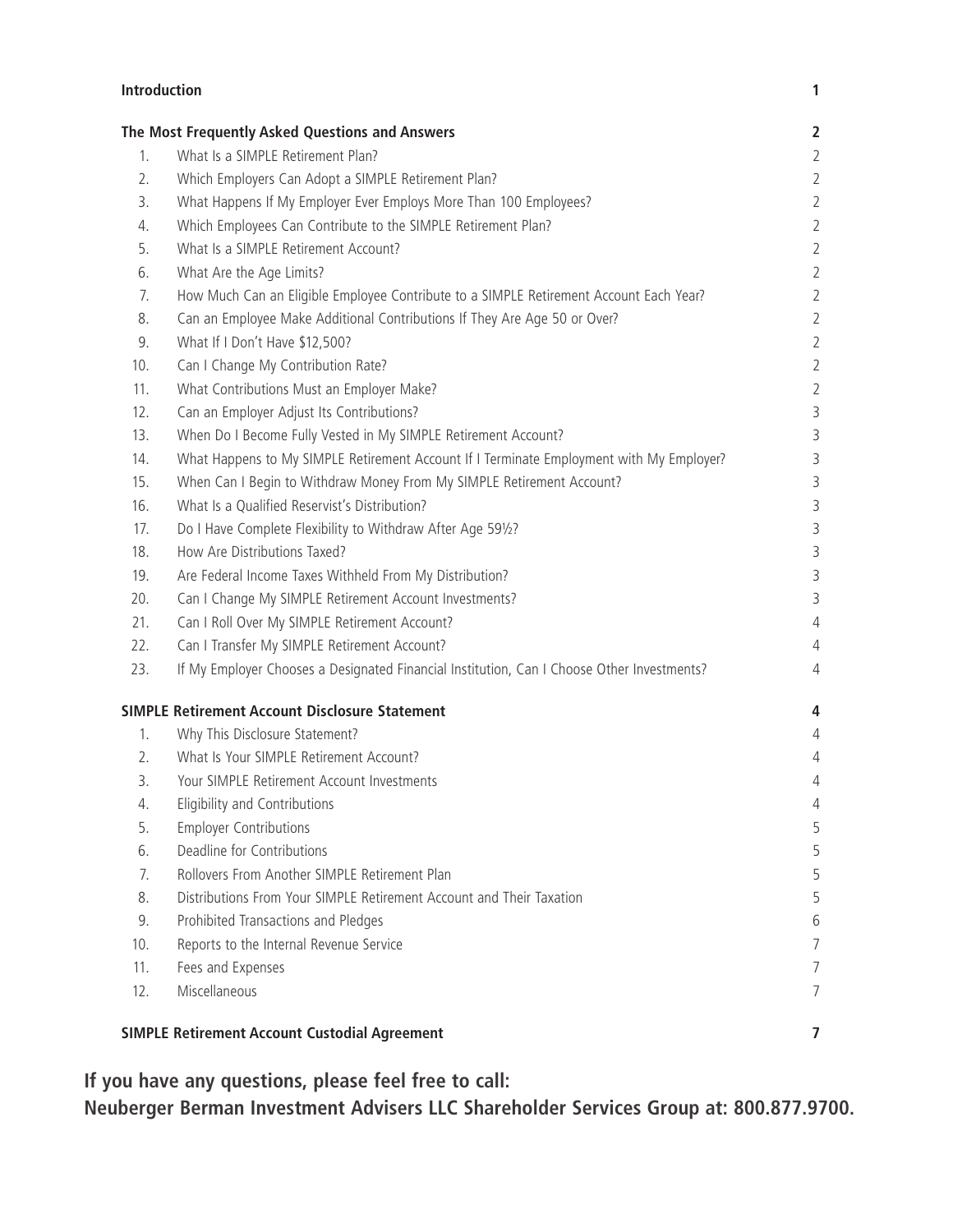| | | |
|---|---|---|
| **Introduction** | | **1** |
| **The Most Frequently Asked Questions and Answers** | | **2** |
| 1. | What Is a SIMPLE Retirement Plan? | 2 |
| 2. | Which Employers Can Adopt a SIMPLE Retirement Plan? | 2 |
| 3. | What Happens If My Employer Ever Employs More Than 100 Employees? | 2 |
| 4. | Which Employees Can Contribute to the SIMPLE Retirement Plan? | 2 |
| 5. | What Is a SIMPLE Retirement Account? | 2 |
| 6. | What Are the Age Limits? | 2 |
| 7. | How Much Can an Eligible Employee Contribute to a SIMPLE Retirement Account Each Year? | 2 |
| 8. | Can an Employee Make Additional Contributions If They Are Age 50 or Over? | 2 |
| 9. | What If I Don't Have $12,500? | 2 |
| 10. | Can I Change My Contribution Rate? | 2 |
| 11. | What Contributions Must an Employer Make? | 2 |
| 12. | Can an Employer Adjust Its Contributions? | 3 |
| 13. | When Do I Become Fully Vested in My SIMPLE Retirement Account? | 3 |
| 14. | What Happens to My SIMPLE Retirement Account If I Terminate Employment with My Employer? | 3 |
| 15. | When Can I Begin to Withdraw Money From My SIMPLE Retirement Account? | 3 |
| 16. | What Is a Qualified Reservist's Distribution? | 3 |
| 17. | Do I Have Complete Flexibility to Withdraw After Age 59½? | 3 |
| 18. | How Are Distributions Taxed? | 3 |
| 19. | Are Federal Income Taxes Withheld From My Distribution? | 3 |
| 20. | Can I Change My SIMPLE Retirement Account Investments? | 3 |
| 21. | Can I Roll Over My SIMPLE Retirement Account? | 4 |
| 22. | Can I Transfer My SIMPLE Retirement Account? | 4 |
| 23. | If My Employer Chooses a Designated Financial Institution, Can I Choose Other Investments? | 4 |
| **SIMPLE Retirement Account Disclosure Statement** | | **4** |
| 1. | Why This Disclosure Statement? | 4 |
| 2. | What Is Your SIMPLE Retirement Account? | 4 |
| 3. | Your SIMPLE Retirement Account Investments | 4 |
| 4. | Eligibility and Contributions | 4 |
| 5. | Employer Contributions | 5 |
| 6. | Deadline for Contributions | 5 |
| 7. | Rollovers From Another SIMPLE Retirement Plan | 5 |
| 8. | Distributions From Your SIMPLE Retirement Account and Their Taxation | 5 |
| 9. | Prohibited Transactions and Pledges | 6 |
| 10. | Reports to the Internal Revenue Service | 7 |
| 11. | Fees and Expenses | 7 |
| 12. | Miscellaneous | 7 |
| **SIMPLE Retirement Account Custodial Agreement** | | **7** |

**If you have any questions, please feel free to call:**
**Neuberger Berman Investment Advisers LLC Shareholder Services Group at: 800.877.9700.**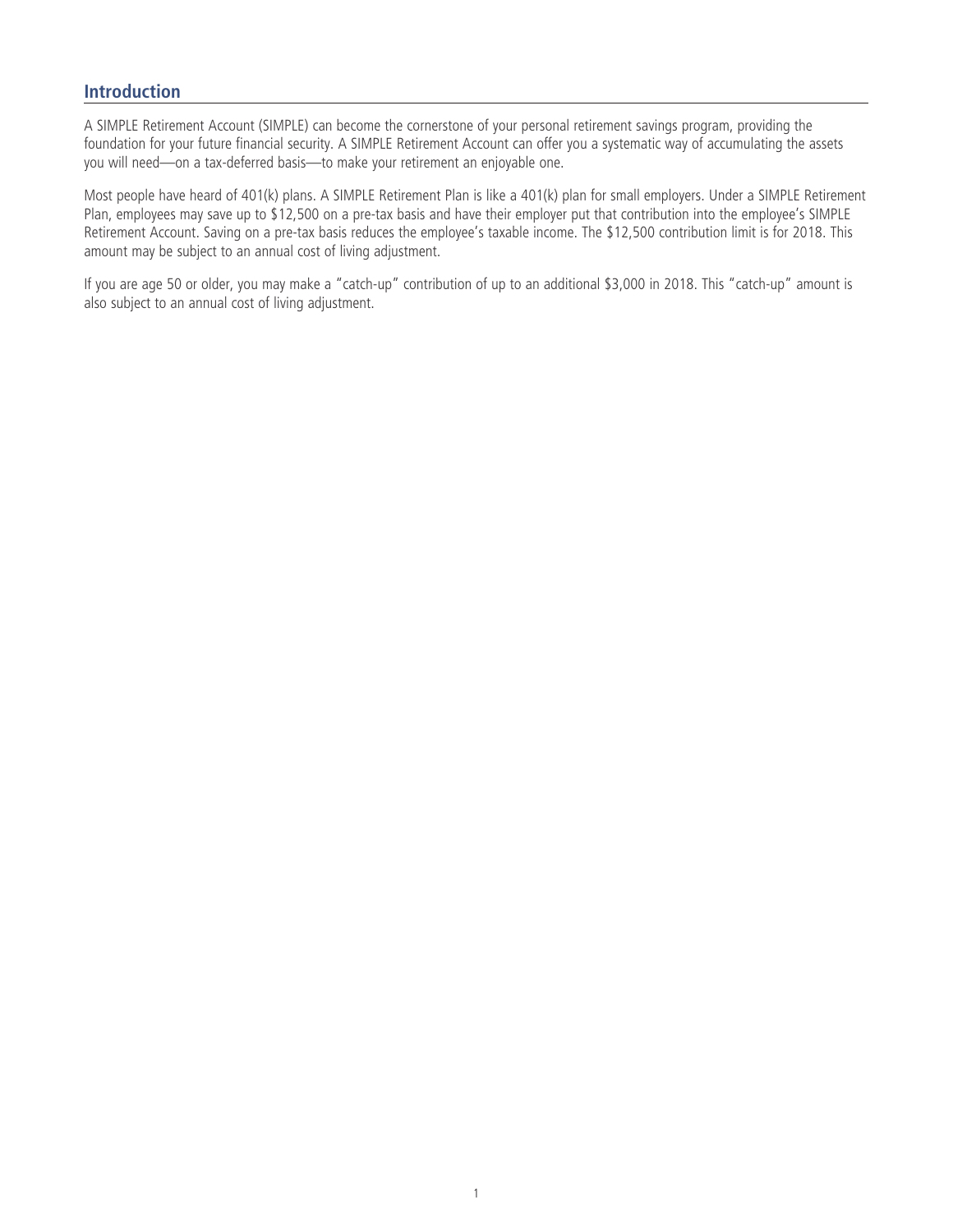## Introduction

A SIMPLE Retirement Account (SIMPLE) can become the cornerstone of your personal retirement savings program, providing the foundation for your future financial security. A SIMPLE Retirement Account can offer you a systematic way of accumulating the assets you will need—on a tax-deferred basis—to make your retirement an enjoyable one.

Most people have heard of 401(k) plans. A SIMPLE Retirement Plan is like a 401(k) plan for small employers. Under a SIMPLE Retirement Plan, employees may save up to $12,500 on a pre-tax basis and have their employer put that contribution into the employee's SIMPLE Retirement Account. Saving on a pre-tax basis reduces the employee's taxable income. The $12,500 contribution limit is for 2018. This amount may be subject to an annual cost of living adjustment.

If you are age 50 or older, you may make a "catch-up" contribution of up to an additional $3,000 in 2018. This "catch-up" amount is also subject to an annual cost of living adjustment.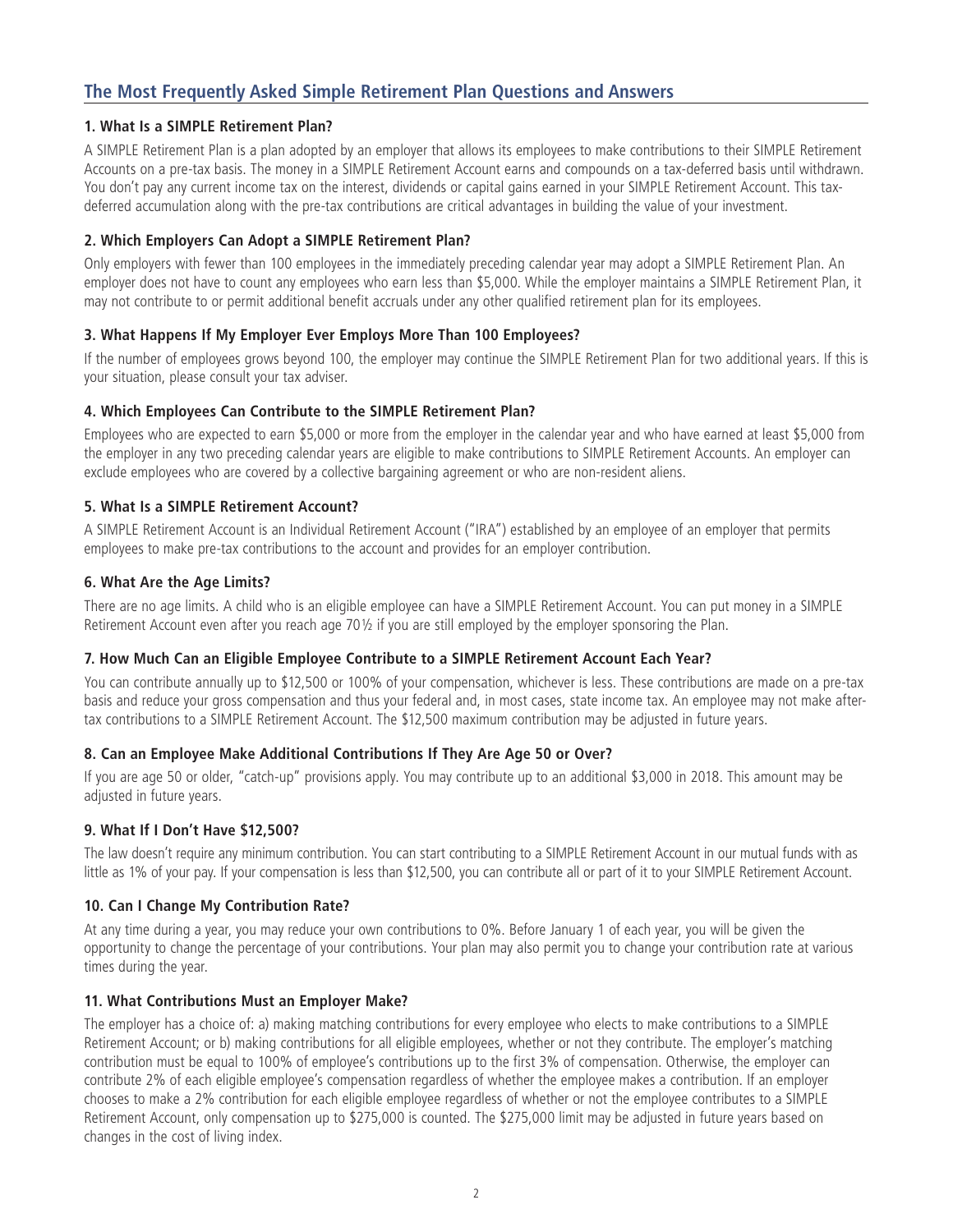## The Most Frequently Asked Simple Retirement Plan Questions and Answers

### 1. What Is a SIMPLE Retirement Plan?

A SIMPLE Retirement Plan is a plan adopted by an employer that allows its employees to make contributions to their SIMPLE Retirement Accounts on a pre-tax basis. The money in a SIMPLE Retirement Account earns and compounds on a tax-deferred basis until withdrawn. You don't pay any current income tax on the interest, dividends or capital gains earned in your SIMPLE Retirement Account. This tax-deferred accumulation along with the pre-tax contributions are critical advantages in building the value of your investment.

### 2. Which Employers Can Adopt a SIMPLE Retirement Plan?

Only employers with fewer than 100 employees in the immediately preceding calendar year may adopt a SIMPLE Retirement Plan. An employer does not have to count any employees who earn less than $5,000. While the employer maintains a SIMPLE Retirement Plan, it may not contribute to or permit additional benefit accruals under any other qualified retirement plan for its employees.

### 3. What Happens If My Employer Ever Employs More Than 100 Employees?

If the number of employees grows beyond 100, the employer may continue the SIMPLE Retirement Plan for two additional years. If this is your situation, please consult your tax adviser.

### 4. Which Employees Can Contribute to the SIMPLE Retirement Plan?

Employees who are expected to earn $5,000 or more from the employer in the calendar year and who have earned at least $5,000 from the employer in any two preceding calendar years are eligible to make contributions to SIMPLE Retirement Accounts. An employer can exclude employees who are covered by a collective bargaining agreement or who are non-resident aliens.

### 5. What Is a SIMPLE Retirement Account?

A SIMPLE Retirement Account is an Individual Retirement Account ("IRA") established by an employee of an employer that permits employees to make pre-tax contributions to the account and provides for an employer contribution.

### 6. What Are the Age Limits?

There are no age limits. A child who is an eligible employee can have a SIMPLE Retirement Account. You can put money in a SIMPLE Retirement Account even after you reach age 70½ if you are still employed by the employer sponsoring the Plan.

### 7. How Much Can an Eligible Employee Contribute to a SIMPLE Retirement Account Each Year?

You can contribute annually up to $12,500 or 100% of your compensation, whichever is less. These contributions are made on a pre-tax basis and reduce your gross compensation and thus your federal and, in most cases, state income tax. An employee may not make after-tax contributions to a SIMPLE Retirement Account. The $12,500 maximum contribution may be adjusted in future years.

### 8. Can an Employee Make Additional Contributions If They Are Age 50 or Over?

If you are age 50 or older, "catch-up" provisions apply. You may contribute up to an additional $3,000 in 2018. This amount may be adjusted in future years.

### 9. What If I Don't Have $12,500?

The law doesn't require any minimum contribution. You can start contributing to a SIMPLE Retirement Account in our mutual funds with as little as 1% of your pay. If your compensation is less than $12,500, you can contribute all or part of it to your SIMPLE Retirement Account.

### 10. Can I Change My Contribution Rate?

At any time during a year, you may reduce your own contributions to 0%. Before January 1 of each year, you will be given the opportunity to change the percentage of your contributions. Your plan may also permit you to change your contribution rate at various times during the year.

### 11. What Contributions Must an Employer Make?

The employer has a choice of: a) making matching contributions for every employee who elects to make contributions to a SIMPLE Retirement Account; or b) making contributions for all eligible employees, whether or not they contribute. The employer's matching contribution must be equal to 100% of employee's contributions up to the first 3% of compensation. Otherwise, the employer can contribute 2% of each eligible employee's compensation regardless of whether the employee makes a contribution. If an employer chooses to make a 2% contribution for each eligible employee regardless of whether or not the employee contributes to a SIMPLE Retirement Account, only compensation up to $275,000 is counted. The $275,000 limit may be adjusted in future years based on changes in the cost of living index.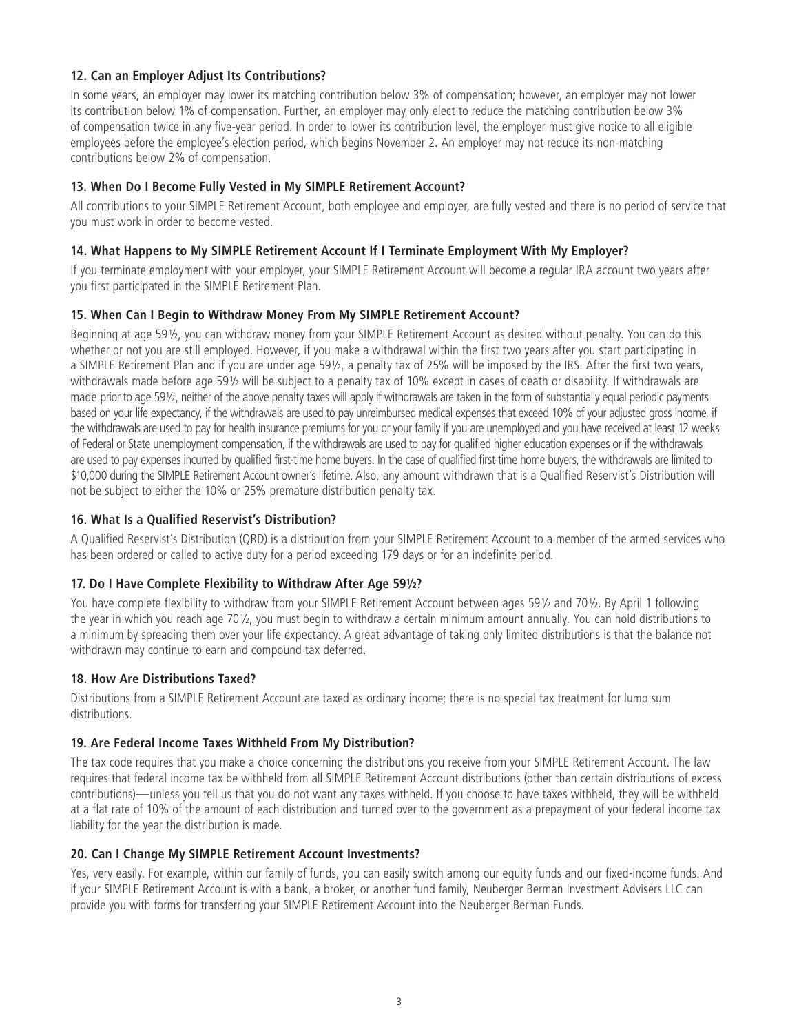### 12. Can an Employer Adjust Its Contributions?

In some years, an employer may lower its matching contribution below 3% of compensation; however, an employer may not lower its contribution below 1% of compensation. Further, an employer may only elect to reduce the matching contribution below 3% of compensation twice in any five-year period. In order to lower its contribution level, the employer must give notice to all eligible employees before the employee's election period, which begins November 2. An employer may not reduce its non-matching contributions below 2% of compensation.

### 13. When Do I Become Fully Vested in My SIMPLE Retirement Account?

All contributions to your SIMPLE Retirement Account, both employee and employer, are fully vested and there is no period of service that you must work in order to become vested.

### 14. What Happens to My SIMPLE Retirement Account If I Terminate Employment With My Employer?

If you terminate employment with your employer, your SIMPLE Retirement Account will become a regular IRA account two years after you first participated in the SIMPLE Retirement Plan.

### 15. When Can I Begin to Withdraw Money From My SIMPLE Retirement Account?

Beginning at age 59½, you can withdraw money from your SIMPLE Retirement Account as desired without penalty. You can do this whether or not you are still employed. However, if you make a withdrawal within the first two years after you start participating in a SIMPLE Retirement Plan and if you are under age 59½, a penalty tax of 25% will be imposed by the IRS. After the first two years, withdrawals made before age 59½ will be subject to a penalty tax of 10% except in cases of death or disability. If withdrawals are made prior to age 59½, neither of the above penalty taxes will apply if withdrawals are taken in the form of substantially equal periodic payments based on your life expectancy, if the withdrawals are used to pay unreimbursed medical expenses that exceed 10% of your adjusted gross income, if the withdrawals are used to pay for health insurance premiums for you or your family if you are unemployed and you have received at least 12 weeks of Federal or State unemployment compensation, if the withdrawals are used to pay for qualified higher education expenses or if the withdrawals are used to pay expenses incurred by qualified first-time home buyers. In the case of qualified first-time home buyers, the withdrawals are limited to $10,000 during the SIMPLE Retirement Account owner's lifetime. Also, any amount withdrawn that is a Qualified Reservist's Distribution will not be subject to either the 10% or 25% premature distribution penalty tax.

### 16. What Is a Qualified Reservist's Distribution?

A Qualified Reservist's Distribution (QRD) is a distribution from your SIMPLE Retirement Account to a member of the armed services who has been ordered or called to active duty for a period exceeding 179 days or for an indefinite period.

### 17. Do I Have Complete Flexibility to Withdraw After Age 59½?

You have complete flexibility to withdraw from your SIMPLE Retirement Account between ages 59½ and 70½. By April 1 following the year in which you reach age 70½, you must begin to withdraw a certain minimum amount annually. You can hold distributions to a minimum by spreading them over your life expectancy. A great advantage of taking only limited distributions is that the balance not withdrawn may continue to earn and compound tax deferred.

### 18. How Are Distributions Taxed?

Distributions from a SIMPLE Retirement Account are taxed as ordinary income; there is no special tax treatment for lump sum distributions.

### 19. Are Federal Income Taxes Withheld From My Distribution?

The tax code requires that you make a choice concerning the distributions you receive from your SIMPLE Retirement Account. The law requires that federal income tax be withheld from all SIMPLE Retirement Account distributions (other than certain distributions of excess contributions)—unless you tell us that you do not want any taxes withheld. If you choose to have taxes withheld, they will be withheld at a flat rate of 10% of the amount of each distribution and turned over to the government as a prepayment of your federal income tax liability for the year the distribution is made.

### 20. Can I Change My SIMPLE Retirement Account Investments?

Yes, very easily. For example, within our family of funds, you can easily switch among our equity funds and our fixed-income funds. And if your SIMPLE Retirement Account is with a bank, a broker, or another fund family, Neuberger Berman Investment Advisers LLC can provide you with forms for transferring your SIMPLE Retirement Account into the Neuberger Berman Funds.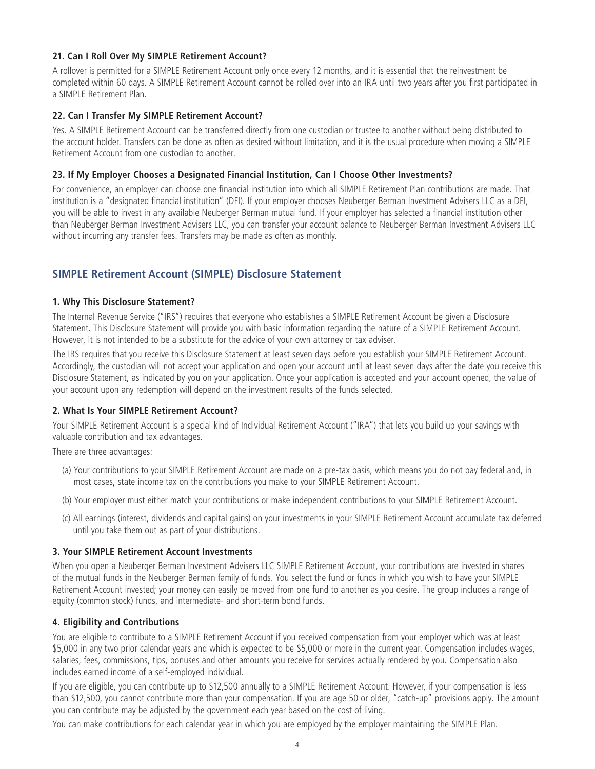#### 21. Can I Roll Over My SIMPLE Retirement Account?

A rollover is permitted for a SIMPLE Retirement Account only once every 12 months, and it is essential that the reinvestment be completed within 60 days. A SIMPLE Retirement Account cannot be rolled over into an IRA until two years after you first participated in a SIMPLE Retirement Plan.

#### 22. Can I Transfer My SIMPLE Retirement Account?

Yes. A SIMPLE Retirement Account can be transferred directly from one custodian or trustee to another without being distributed to the account holder. Transfers can be done as often as desired without limitation, and it is the usual procedure when moving a SIMPLE Retirement Account from one custodian to another.

#### 23. If My Employer Chooses a Designated Financial Institution, Can I Choose Other Investments?

For convenience, an employer can choose one financial institution into which all SIMPLE Retirement Plan contributions are made. That institution is a "designated financial institution" (DFI). If your employer chooses Neuberger Berman Investment Advisers LLC as a DFI, you will be able to invest in any available Neuberger Berman mutual fund. If your employer has selected a financial institution other than Neuberger Berman Investment Advisers LLC, you can transfer your account balance to Neuberger Berman Investment Advisers LLC without incurring any transfer fees. Transfers may be made as often as monthly.

## SIMPLE Retirement Account (SIMPLE) Disclosure Statement

#### 1. Why This Disclosure Statement?

The Internal Revenue Service ("IRS") requires that everyone who establishes a SIMPLE Retirement Account be given a Disclosure Statement. This Disclosure Statement will provide you with basic information regarding the nature of a SIMPLE Retirement Account. However, it is not intended to be a substitute for the advice of your own attorney or tax adviser.

The IRS requires that you receive this Disclosure Statement at least seven days before you establish your SIMPLE Retirement Account. Accordingly, the custodian will not accept your application and open your account until at least seven days after the date you receive this Disclosure Statement, as indicated by you on your application. Once your application is accepted and your account opened, the value of your account upon any redemption will depend on the investment results of the funds selected.

#### 2. What Is Your SIMPLE Retirement Account?

Your SIMPLE Retirement Account is a special kind of Individual Retirement Account ("IRA") that lets you build up your savings with valuable contribution and tax advantages.

There are three advantages:

(a) Your contributions to your SIMPLE Retirement Account are made on a pre-tax basis, which means you do not pay federal and, in most cases, state income tax on the contributions you make to your SIMPLE Retirement Account.

(b) Your employer must either match your contributions or make independent contributions to your SIMPLE Retirement Account.

(c) All earnings (interest, dividends and capital gains) on your investments in your SIMPLE Retirement Account accumulate tax deferred until you take them out as part of your distributions.

#### 3. Your SIMPLE Retirement Account Investments

When you open a Neuberger Berman Investment Advisers LLC SIMPLE Retirement Account, your contributions are invested in shares of the mutual funds in the Neuberger Berman family of funds. You select the fund or funds in which you wish to have your SIMPLE Retirement Account invested; your money can easily be moved from one fund to another as you desire. The group includes a range of equity (common stock) funds, and intermediate- and short-term bond funds.

#### 4. Eligibility and Contributions

You are eligible to contribute to a SIMPLE Retirement Account if you received compensation from your employer which was at least $5,000 in any two prior calendar years and which is expected to be $5,000 or more in the current year. Compensation includes wages, salaries, fees, commissions, tips, bonuses and other amounts you receive for services actually rendered by you. Compensation also includes earned income of a self-employed individual.

If you are eligible, you can contribute up to $12,500 annually to a SIMPLE Retirement Account. However, if your compensation is less than $12,500, you cannot contribute more than your compensation. If you are age 50 or older, "catch-up" provisions apply. The amount you can contribute may be adjusted by the government each year based on the cost of living.

You can make contributions for each calendar year in which you are employed by the employer maintaining the SIMPLE Plan.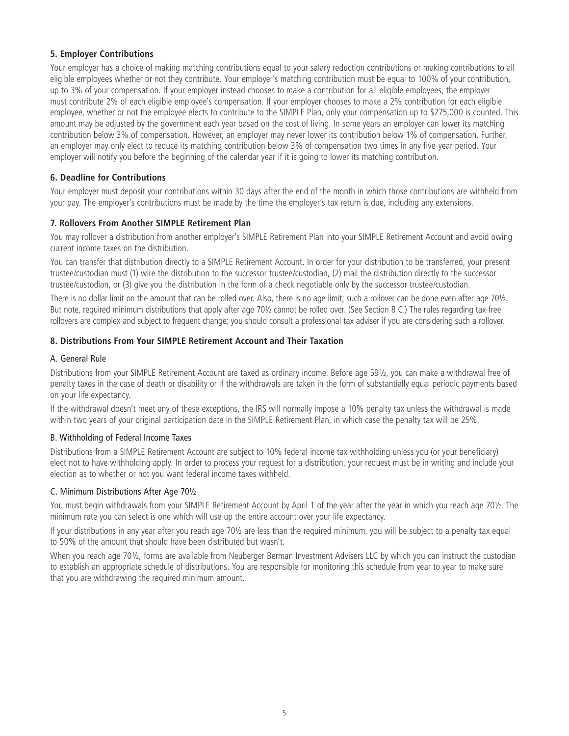### 5. Employer Contributions

Your employer has a choice of making matching contributions equal to your salary reduction contributions or making contributions to all eligible employees whether or not they contribute. Your employer's matching contribution must be equal to 100% of your contribution, up to 3% of your compensation. If your employer instead chooses to make a contribution for all eligible employees, the employer must contribute 2% of each eligible employee's compensation. If your employer chooses to make a 2% contribution for each eligible employee, whether or not the employee elects to contribute to the SIMPLE Plan, only your compensation up to $275,000 is counted. This amount may be adjusted by the government each year based on the cost of living. In some years an employer can lower its matching contribution below 3% of compensation. However, an employer may never lower its contribution below 1% of compensation. Further, an employer may only elect to reduce its matching contribution below 3% of compensation two times in any five-year period. Your employer will notify you before the beginning of the calendar year if it is going to lower its matching contribution.

### 6. Deadline for Contributions

Your employer must deposit your contributions within 30 days after the end of the month in which those contributions are withheld from your pay. The employer's contributions must be made by the time the employer's tax return is due, including any extensions.

### 7. Rollovers From Another SIMPLE Retirement Plan

You may rollover a distribution from another employer's SIMPLE Retirement Plan into your SIMPLE Retirement Account and avoid owing current income taxes on the distribution.

You can transfer that distribution directly to a SIMPLE Retirement Account. In order for your distribution to be transferred, your present trustee/custodian must (1) wire the distribution to the successor trustee/custodian, (2) mail the distribution directly to the successor trustee/custodian, or (3) give you the distribution in the form of a check negotiable only by the successor trustee/custodian.

There is no dollar limit on the amount that can be rolled over. Also, there is no age limit; such a rollover can be done even after age 70½. But note, required minimum distributions that apply after age 70½ cannot be rolled over. (See Section 8 C.) The rules regarding tax-free rollovers are complex and subject to frequent change; you should consult a professional tax adviser if you are considering such a rollover.

### 8. Distributions From Your SIMPLE Retirement Account and Their Taxation

#### A. General Rule

Distributions from your SIMPLE Retirement Account are taxed as ordinary income. Before age 59½, you can make a withdrawal free of penalty taxes in the case of death or disability or if the withdrawals are taken in the form of substantially equal periodic payments based on your life expectancy.

If the withdrawal doesn't meet any of these exceptions, the IRS will normally impose a 10% penalty tax unless the withdrawal is made within two years of your original participation date in the SIMPLE Retirement Plan, in which case the penalty tax will be 25%.

#### B. Withholding of Federal Income Taxes

Distributions from a SIMPLE Retirement Account are subject to 10% federal income tax withholding unless you (or your beneficiary) elect not to have withholding apply. In order to process your request for a distribution, your request must be in writing and include your election as to whether or not you want federal income taxes withheld.

#### C. Minimum Distributions After Age 70½

You must begin withdrawals from your SIMPLE Retirement Account by April 1 of the year after the year in which you reach age 70½. The minimum rate you can select is one which will use up the entire account over your life expectancy.

If your distributions in any year after you reach age 70½ are less than the required minimum, you will be subject to a penalty tax equal to 50% of the amount that should have been distributed but wasn't.

When you reach age 70½, forms are available from Neuberger Berman Investment Advisers LLC by which you can instruct the custodian to establish an appropriate schedule of distributions. You are responsible for monitoring this schedule from year to year to make sure that you are withdrawing the required minimum amount.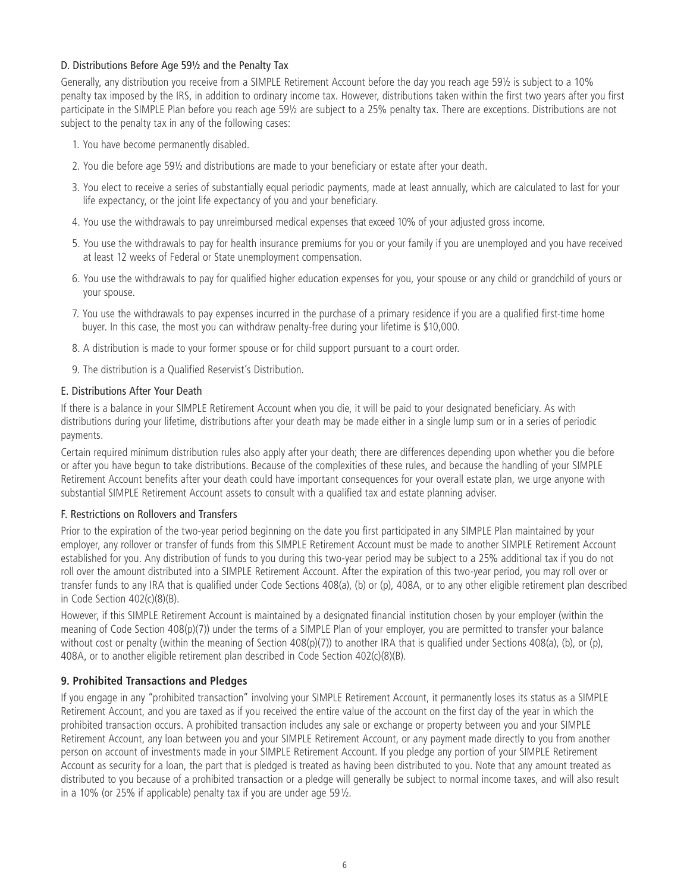### D. Distributions Before Age 59½ and the Penalty Tax

Generally, any distribution you receive from a SIMPLE Retirement Account before the day you reach age 59½ is subject to a 10% penalty tax imposed by the IRS, in addition to ordinary income tax. However, distributions taken within the first two years after you first participate in the SIMPLE Plan before you reach age 59½ are subject to a 25% penalty tax. There are exceptions. Distributions are not subject to the penalty tax in any of the following cases:

1. You have become permanently disabled.
2. You die before age 59½ and distributions are made to your beneficiary or estate after your death.
3. You elect to receive a series of substantially equal periodic payments, made at least annually, which are calculated to last for your life expectancy, or the joint life expectancy of you and your beneficiary.
4. You use the withdrawals to pay unreimbursed medical expenses that exceed 10% of your adjusted gross income.
5. You use the withdrawals to pay for health insurance premiums for you or your family if you are unemployed and you have received at least 12 weeks of Federal or State unemployment compensation.
6. You use the withdrawals to pay for qualified higher education expenses for you, your spouse or any child or grandchild of yours or your spouse.
7. You use the withdrawals to pay expenses incurred in the purchase of a primary residence if you are a qualified first-time home buyer. In this case, the most you can withdraw penalty-free during your lifetime is $10,000.
8. A distribution is made to your former spouse or for child support pursuant to a court order.
9. The distribution is a Qualified Reservist's Distribution.

### E. Distributions After Your Death

If there is a balance in your SIMPLE Retirement Account when you die, it will be paid to your designated beneficiary. As with distributions during your lifetime, distributions after your death may be made either in a single lump sum or in a series of periodic payments.

Certain required minimum distribution rules also apply after your death; there are differences depending upon whether you die before or after you have begun to take distributions. Because of the complexities of these rules, and because the handling of your SIMPLE Retirement Account benefits after your death could have important consequences for your overall estate plan, we urge anyone with substantial SIMPLE Retirement Account assets to consult with a qualified tax and estate planning adviser.

### F. Restrictions on Rollovers and Transfers

Prior to the expiration of the two-year period beginning on the date you first participated in any SIMPLE Plan maintained by your employer, any rollover or transfer of funds from this SIMPLE Retirement Account must be made to another SIMPLE Retirement Account established for you. Any distribution of funds to you during this two-year period may be subject to a 25% additional tax if you do not roll over the amount distributed into a SIMPLE Retirement Account. After the expiration of this two-year period, you may roll over or transfer funds to any IRA that is qualified under Code Sections 408(a), (b) or (p), 408A, or to any other eligible retirement plan described in Code Section 402(c)(8)(B).

However, if this SIMPLE Retirement Account is maintained by a designated financial institution chosen by your employer (within the meaning of Code Section 408(p)(7)) under the terms of a SIMPLE Plan of your employer, you are permitted to transfer your balance without cost or penalty (within the meaning of Section 408(p)(7)) to another IRA that is qualified under Sections 408(a), (b), or (p), 408A, or to another eligible retirement plan described in Code Section 402(c)(8)(B).

## 9. Prohibited Transactions and Pledges

If you engage in any "prohibited transaction" involving your SIMPLE Retirement Account, it permanently loses its status as a SIMPLE Retirement Account, and you are taxed as if you received the entire value of the account on the first day of the year in which the prohibited transaction occurs. A prohibited transaction includes any sale or exchange or property between you and your SIMPLE Retirement Account, any loan between you and your SIMPLE Retirement Account, or any payment made directly to you from another person on account of investments made in your SIMPLE Retirement Account. If you pledge any portion of your SIMPLE Retirement Account as security for a loan, the part that is pledged is treated as having been distributed to you. Note that any amount treated as distributed to you because of a prohibited transaction or a pledge will generally be subject to normal income taxes, and will also result in a 10% (or 25% if applicable) penalty tax if you are under age 59½.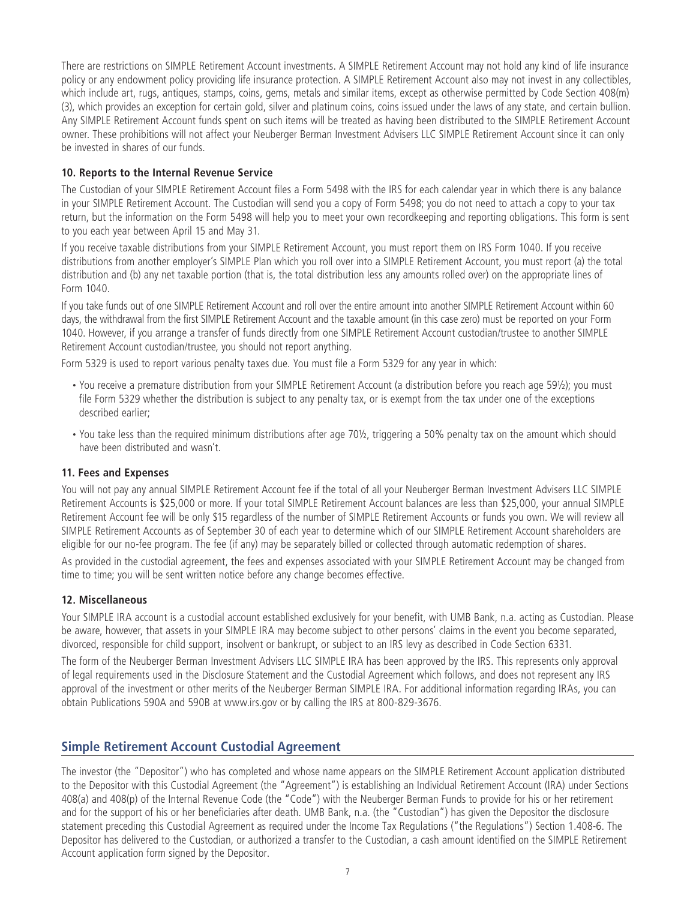There are restrictions on SIMPLE Retirement Account investments. A SIMPLE Retirement Account may not hold any kind of life insurance policy or any endowment policy providing life insurance protection. A SIMPLE Retirement Account also may not invest in any collectibles, which include art, rugs, antiques, stamps, coins, gems, metals and similar items, except as otherwise permitted by Code Section 408(m)(3), which provides an exception for certain gold, silver and platinum coins, coins issued under the laws of any state, and certain bullion. Any SIMPLE Retirement Account funds spent on such items will be treated as having been distributed to the SIMPLE Retirement Account owner. These prohibitions will not affect your Neuberger Berman Investment Advisers LLC SIMPLE Retirement Account since it can only be invested in shares of our funds.

### 10. Reports to the Internal Revenue Service

The Custodian of your SIMPLE Retirement Account files a Form 5498 with the IRS for each calendar year in which there is any balance in your SIMPLE Retirement Account. The Custodian will send you a copy of Form 5498; you do not need to attach a copy to your tax return, but the information on the Form 5498 will help you to meet your own recordkeeping and reporting obligations. This form is sent to you each year between April 15 and May 31.

If you receive taxable distributions from your SIMPLE Retirement Account, you must report them on IRS Form 1040. If you receive distributions from another employer's SIMPLE Plan which you roll over into a SIMPLE Retirement Account, you must report (a) the total distribution and (b) any net taxable portion (that is, the total distribution less any amounts rolled over) on the appropriate lines of Form 1040.

If you take funds out of one SIMPLE Retirement Account and roll over the entire amount into another SIMPLE Retirement Account within 60 days, the withdrawal from the first SIMPLE Retirement Account and the taxable amount (in this case zero) must be reported on your Form 1040. However, if you arrange a transfer of funds directly from one SIMPLE Retirement Account custodian/trustee to another SIMPLE Retirement Account custodian/trustee, you should not report anything.

Form 5329 is used to report various penalty taxes due. You must file a Form 5329 for any year in which:

- You receive a premature distribution from your SIMPLE Retirement Account (a distribution before you reach age 59½); you must file Form 5329 whether the distribution is subject to any penalty tax, or is exempt from the tax under one of the exceptions described earlier;
- You take less than the required minimum distributions after age 70½, triggering a 50% penalty tax on the amount which should have been distributed and wasn't.

### 11. Fees and Expenses

You will not pay any annual SIMPLE Retirement Account fee if the total of all your Neuberger Berman Investment Advisers LLC SIMPLE Retirement Accounts is $25,000 or more. If your total SIMPLE Retirement Account balances are less than $25,000, your annual SIMPLE Retirement Account fee will be only $15 regardless of the number of SIMPLE Retirement Accounts or funds you own. We will review all SIMPLE Retirement Accounts as of September 30 of each year to determine which of our SIMPLE Retirement Account shareholders are eligible for our no-fee program. The fee (if any) may be separately billed or collected through automatic redemption of shares.

As provided in the custodial agreement, the fees and expenses associated with your SIMPLE Retirement Account may be changed from time to time; you will be sent written notice before any change becomes effective.

### 12. Miscellaneous

Your SIMPLE IRA account is a custodial account established exclusively for your benefit, with UMB Bank, n.a. acting as Custodian. Please be aware, however, that assets in your SIMPLE IRA may become subject to other persons' claims in the event you become separated, divorced, responsible for child support, insolvent or bankrupt, or subject to an IRS levy as described in Code Section 6331.

The form of the Neuberger Berman Investment Advisers LLC SIMPLE IRA has been approved by the IRS. This represents only approval of legal requirements used in the Disclosure Statement and the Custodial Agreement which follows, and does not represent any IRS approval of the investment or other merits of the Neuberger Berman SIMPLE IRA. For additional information regarding IRAs, you can obtain Publications 590A and 590B at www.irs.gov or by calling the IRS at 800-829-3676.

## Simple Retirement Account Custodial Agreement

The investor (the "Depositor") who has completed and whose name appears on the SIMPLE Retirement Account application distributed to the Depositor with this Custodial Agreement (the "Agreement") is establishing an Individual Retirement Account (IRA) under Sections 408(a) and 408(p) of the Internal Revenue Code (the "Code") with the Neuberger Berman Funds to provide for his or her retirement and for the support of his or her beneficiaries after death. UMB Bank, n.a. (the "Custodian") has given the Depositor the disclosure statement preceding this Custodial Agreement as required under the Income Tax Regulations ("the Regulations") Section 1.408-6. The Depositor has delivered to the Custodian, or authorized a transfer to the Custodian, a cash amount identified on the SIMPLE Retirement Account application form signed by the Depositor.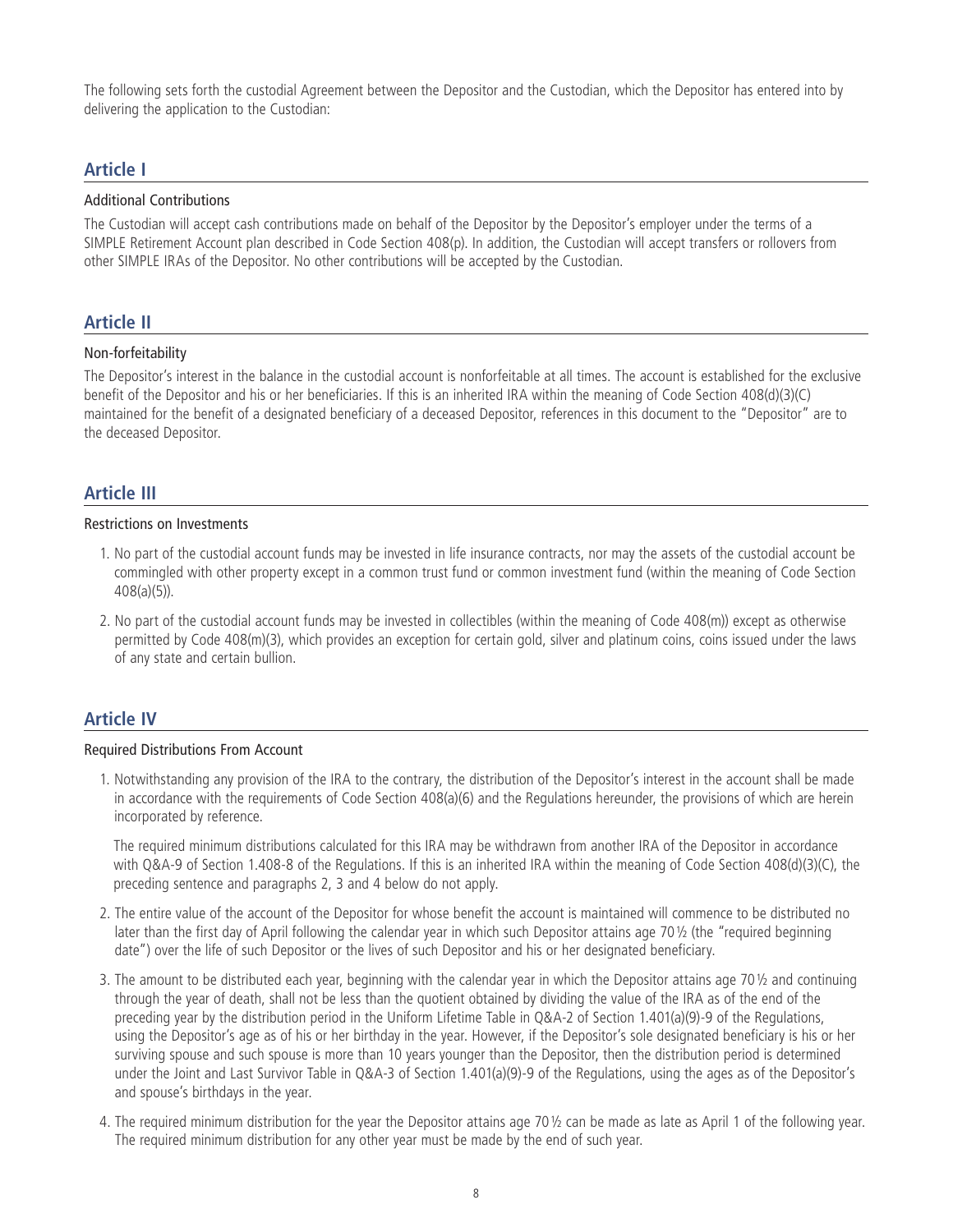The following sets forth the custodial Agreement between the Depositor and the Custodian, which the Depositor has entered into by delivering the application to the Custodian:

## Article I

### Additional Contributions

The Custodian will accept cash contributions made on behalf of the Depositor by the Depositor's employer under the terms of a SIMPLE Retirement Account plan described in Code Section 408(p). In addition, the Custodian will accept transfers or rollovers from other SIMPLE IRAs of the Depositor. No other contributions will be accepted by the Custodian.

## Article II

### Non-forfeitability

The Depositor's interest in the balance in the custodial account is nonforfeitable at all times. The account is established for the exclusive benefit of the Depositor and his or her beneficiaries. If this is an inherited IRA within the meaning of Code Section 408(d)(3)(C) maintained for the benefit of a designated beneficiary of a deceased Depositor, references in this document to the "Depositor" are to the deceased Depositor.

## Article III

### Restrictions on Investments

1. No part of the custodial account funds may be invested in life insurance contracts, nor may the assets of the custodial account be commingled with other property except in a common trust fund or common investment fund (within the meaning of Code Section 408(a)(5)).
2. No part of the custodial account funds may be invested in collectibles (within the meaning of Code 408(m)) except as otherwise permitted by Code 408(m)(3), which provides an exception for certain gold, silver and platinum coins, coins issued under the laws of any state and certain bullion.

## Article IV

### Required Distributions From Account

1. Notwithstanding any provision of the IRA to the contrary, the distribution of the Depositor's interest in the account shall be made in accordance with the requirements of Code Section 408(a)(6) and the Regulations hereunder, the provisions of which are herein incorporated by reference.

   The required minimum distributions calculated for this IRA may be withdrawn from another IRA of the Depositor in accordance with Q&A-9 of Section 1.408-8 of the Regulations. If this is an inherited IRA within the meaning of Code Section 408(d)(3)(C), the preceding sentence and paragraphs 2, 3 and 4 below do not apply.

2. The entire value of the account of the Depositor for whose benefit the account is maintained will commence to be distributed no later than the first day of April following the calendar year in which such Depositor attains age 70½ (the "required beginning date") over the life of such Depositor or the lives of such Depositor and his or her designated beneficiary.
3. The amount to be distributed each year, beginning with the calendar year in which the Depositor attains age 70½ and continuing through the year of death, shall not be less than the quotient obtained by dividing the value of the IRA as of the end of the preceding year by the distribution period in the Uniform Lifetime Table in Q&A-2 of Section 1.401(a)(9)-9 of the Regulations, using the Depositor's age as of his or her birthday in the year. However, if the Depositor's sole designated beneficiary is his or her surviving spouse and such spouse is more than 10 years younger than the Depositor, then the distribution period is determined under the Joint and Last Survivor Table in Q&A-3 of Section 1.401(a)(9)-9 of the Regulations, using the ages as of the Depositor's and spouse's birthdays in the year.
4. The required minimum distribution for the year the Depositor attains age 70½ can be made as late as April 1 of the following year. The required minimum distribution for any other year must be made by the end of such year.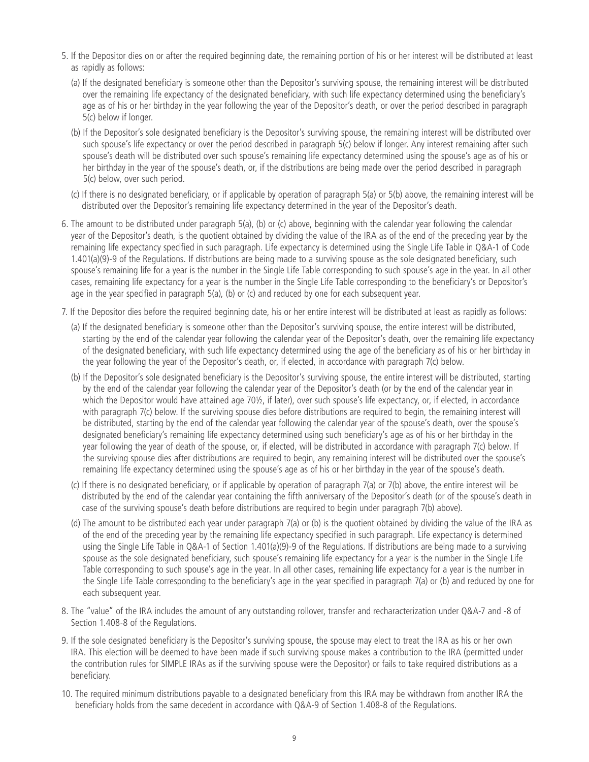5. If the Depositor dies on or after the required beginning date, the remaining portion of his or her interest will be distributed at least as rapidly as follows:

   (a) If the designated beneficiary is someone other than the Depositor's surviving spouse, the remaining interest will be distributed over the remaining life expectancy of the designated beneficiary, with such life expectancy determined using the beneficiary's age as of his or her birthday in the year following the year of the Depositor's death, or over the period described in paragraph 5(c) below if longer.

   (b) If the Depositor's sole designated beneficiary is the Depositor's surviving spouse, the remaining interest will be distributed over such spouse's life expectancy or over the period described in paragraph 5(c) below if longer. Any interest remaining after such spouse's death will be distributed over such spouse's remaining life expectancy determined using the spouse's age as of his or her birthday in the year of the spouse's death, or, if the distributions are being made over the period described in paragraph 5(c) below, over such period.

   (c) If there is no designated beneficiary, or if applicable by operation of paragraph 5(a) or 5(b) above, the remaining interest will be distributed over the Depositor's remaining life expectancy determined in the year of the Depositor's death.

6. The amount to be distributed under paragraph 5(a), (b) or (c) above, beginning with the calendar year following the calendar year of the Depositor's death, is the quotient obtained by dividing the value of the IRA as of the end of the preceding year by the remaining life expectancy specified in such paragraph. Life expectancy is determined using the Single Life Table in Q&A-1 of Code 1.401(a)(9)-9 of the Regulations. If distributions are being made to a surviving spouse as the sole designated beneficiary, such spouse's remaining life for a year is the number in the Single Life Table corresponding to such spouse's age in the year. In all other cases, remaining life expectancy for a year is the number in the Single Life Table corresponding to the beneficiary's or Depositor's age in the year specified in paragraph 5(a), (b) or (c) and reduced by one for each subsequent year.

7. If the Depositor dies before the required beginning date, his or her entire interest will be distributed at least as rapidly as follows:

   (a) If the designated beneficiary is someone other than the Depositor's surviving spouse, the entire interest will be distributed, starting by the end of the calendar year following the calendar year of the Depositor's death, over the remaining life expectancy of the designated beneficiary, with such life expectancy determined using the age of the beneficiary as of his or her birthday in the year following the year of the Depositor's death, or, if elected, in accordance with paragraph 7(c) below.

   (b) If the Depositor's sole designated beneficiary is the Depositor's surviving spouse, the entire interest will be distributed, starting by the end of the calendar year following the calendar year of the Depositor's death (or by the end of the calendar year in which the Depositor would have attained age 70½, if later), over such spouse's life expectancy, or, if elected, in accordance with paragraph 7(c) below. If the surviving spouse dies before distributions are required to begin, the remaining interest will be distributed, starting by the end of the calendar year following the calendar year of the spouse's death, over the spouse's designated beneficiary's remaining life expectancy determined using such beneficiary's age as of his or her birthday in the year following the year of death of the spouse, or, if elected, will be distributed in accordance with paragraph 7(c) below. If the surviving spouse dies after distributions are required to begin, any remaining interest will be distributed over the spouse's remaining life expectancy determined using the spouse's age as of his or her birthday in the year of the spouse's death.

   (c) If there is no designated beneficiary, or if applicable by operation of paragraph 7(a) or 7(b) above, the entire interest will be distributed by the end of the calendar year containing the fifth anniversary of the Depositor's death (or of the spouse's death in case of the surviving spouse's death before distributions are required to begin under paragraph 7(b) above).

   (d) The amount to be distributed each year under paragraph 7(a) or (b) is the quotient obtained by dividing the value of the IRA as of the end of the preceding year by the remaining life expectancy specified in such paragraph. Life expectancy is determined using the Single Life Table in Q&A-1 of Section 1.401(a)(9)-9 of the Regulations. If distributions are being made to a surviving spouse as the sole designated beneficiary, such spouse's remaining life expectancy for a year is the number in the Single Life Table corresponding to such spouse's age in the year. In all other cases, remaining life expectancy for a year is the number in the Single Life Table corresponding to the beneficiary's age in the year specified in paragraph 7(a) or (b) and reduced by one for each subsequent year.

8. The "value" of the IRA includes the amount of any outstanding rollover, transfer and recharacterization under Q&A-7 and -8 of Section 1.408-8 of the Regulations.

9. If the sole designated beneficiary is the Depositor's surviving spouse, the spouse may elect to treat the IRA as his or her own IRA. This election will be deemed to have been made if such surviving spouse makes a contribution to the IRA (permitted under the contribution rules for SIMPLE IRAs as if the surviving spouse were the Depositor) or fails to take required distributions as a beneficiary.

10. The required minimum distributions payable to a designated beneficiary from this IRA may be withdrawn from another IRA the beneficiary holds from the same decedent in accordance with Q&A-9 of Section 1.408-8 of the Regulations.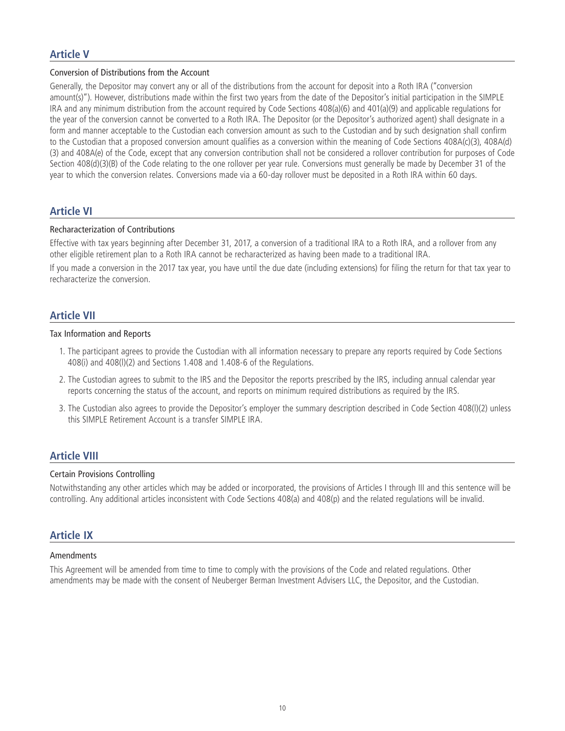## Article V

### Conversion of Distributions from the Account

Generally, the Depositor may convert any or all of the distributions from the account for deposit into a Roth IRA ("conversion amount(s)"). However, distributions made within the first two years from the date of the Depositor's initial participation in the SIMPLE IRA and any minimum distribution from the account required by Code Sections 408(a)(6) and 401(a)(9) and applicable regulations for the year of the conversion cannot be converted to a Roth IRA. The Depositor (or the Depositor's authorized agent) shall designate in a form and manner acceptable to the Custodian each conversion amount as such to the Custodian and by such designation shall confirm to the Custodian that a proposed conversion amount qualifies as a conversion within the meaning of Code Sections 408A(c)(3), 408A(d)(3) and 408A(e) of the Code, except that any conversion contribution shall not be considered a rollover contribution for purposes of Code Section 408(d)(3)(B) of the Code relating to the one rollover per year rule. Conversions must generally be made by December 31 of the year to which the conversion relates. Conversions made via a 60-day rollover must be deposited in a Roth IRA within 60 days.

## Article VI

### Recharacterization of Contributions

Effective with tax years beginning after December 31, 2017, a conversion of a traditional IRA to a Roth IRA, and a rollover from any other eligible retirement plan to a Roth IRA cannot be recharacterized as having been made to a traditional IRA.

If you made a conversion in the 2017 tax year, you have until the due date (including extensions) for filing the return for that tax year to recharacterize the conversion.

## Article VII

### Tax Information and Reports

1. The participant agrees to provide the Custodian with all information necessary to prepare any reports required by Code Sections 408(i) and 408(l)(2) and Sections 1.408 and 1.408-6 of the Regulations.
2. The Custodian agrees to submit to the IRS and the Depositor the reports prescribed by the IRS, including annual calendar year reports concerning the status of the account, and reports on minimum required distributions as required by the IRS.
3. The Custodian also agrees to provide the Depositor's employer the summary description described in Code Section 408(l)(2) unless this SIMPLE Retirement Account is a transfer SIMPLE IRA.

## Article VIII

### Certain Provisions Controlling

Notwithstanding any other articles which may be added or incorporated, the provisions of Articles I through III and this sentence will be controlling. Any additional articles inconsistent with Code Sections 408(a) and 408(p) and the related regulations will be invalid.

## Article IX

### Amendments

This Agreement will be amended from time to time to comply with the provisions of the Code and related regulations. Other amendments may be made with the consent of Neuberger Berman Investment Advisers LLC, the Depositor, and the Custodian.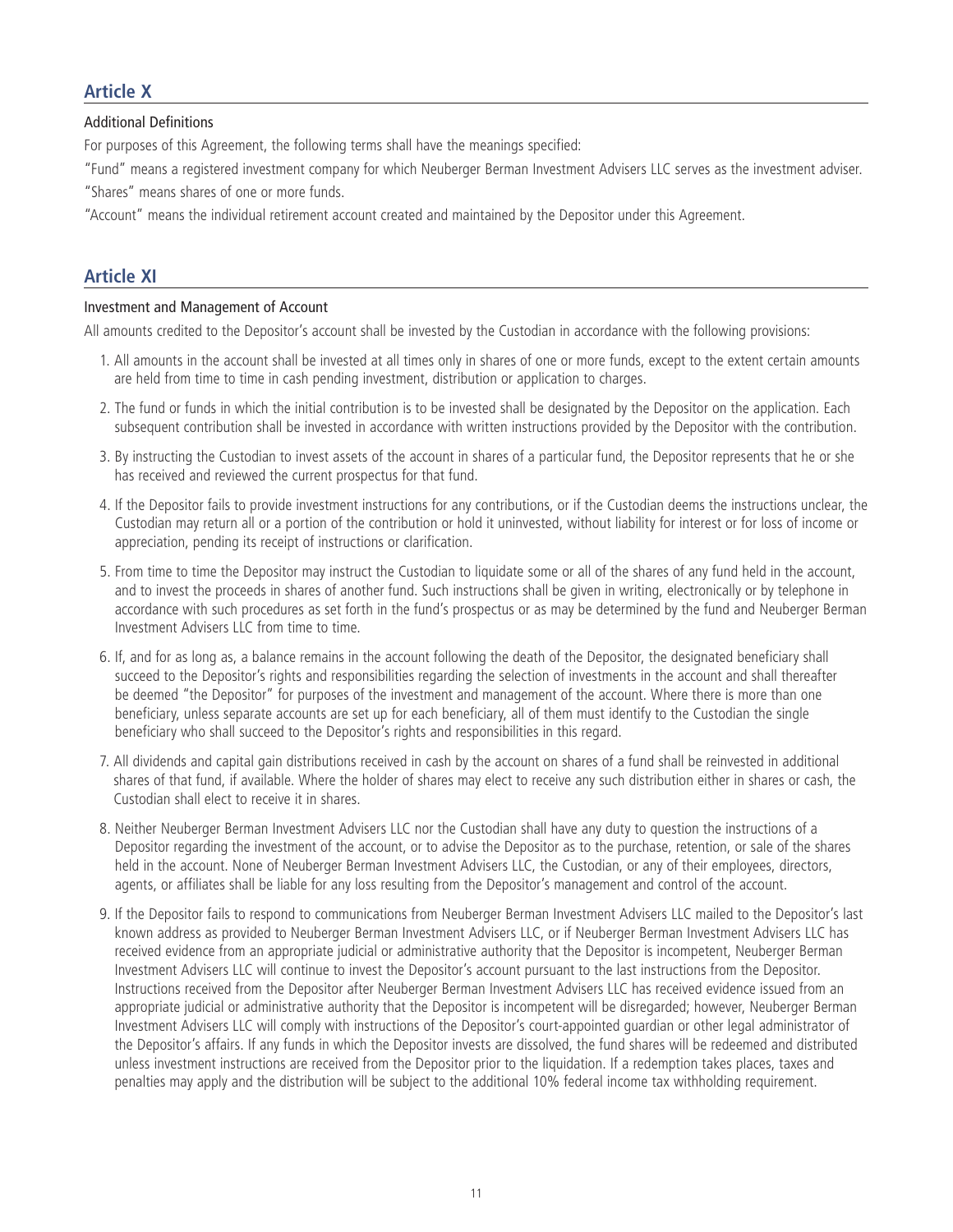## Article X

### Additional Definitions

For purposes of this Agreement, the following terms shall have the meanings specified:

"Fund" means a registered investment company for which Neuberger Berman Investment Advisers LLC serves as the investment adviser.

"Shares" means shares of one or more funds.

"Account" means the individual retirement account created and maintained by the Depositor under this Agreement.

## Article XI

### Investment and Management of Account

All amounts credited to the Depositor's account shall be invested by the Custodian in accordance with the following provisions:

1. All amounts in the account shall be invested at all times only in shares of one or more funds, except to the extent certain amounts are held from time to time in cash pending investment, distribution or application to charges.
2. The fund or funds in which the initial contribution is to be invested shall be designated by the Depositor on the application. Each subsequent contribution shall be invested in accordance with written instructions provided by the Depositor with the contribution.
3. By instructing the Custodian to invest assets of the account in shares of a particular fund, the Depositor represents that he or she has received and reviewed the current prospectus for that fund.
4. If the Depositor fails to provide investment instructions for any contributions, or if the Custodian deems the instructions unclear, the Custodian may return all or a portion of the contribution or hold it uninvested, without liability for interest or for loss of income or appreciation, pending its receipt of instructions or clarification.
5. From time to time the Depositor may instruct the Custodian to liquidate some or all of the shares of any fund held in the account, and to invest the proceeds in shares of another fund. Such instructions shall be given in writing, electronically or by telephone in accordance with such procedures as set forth in the fund's prospectus or as may be determined by the fund and Neuberger Berman Investment Advisers LLC from time to time.
6. If, and for as long as, a balance remains in the account following the death of the Depositor, the designated beneficiary shall succeed to the Depositor's rights and responsibilities regarding the selection of investments in the account and shall thereafter be deemed "the Depositor" for purposes of the investment and management of the account. Where there is more than one beneficiary, unless separate accounts are set up for each beneficiary, all of them must identify to the Custodian the single beneficiary who shall succeed to the Depositor's rights and responsibilities in this regard.
7. All dividends and capital gain distributions received in cash by the account on shares of a fund shall be reinvested in additional shares of that fund, if available. Where the holder of shares may elect to receive any such distribution either in shares or cash, the Custodian shall elect to receive it in shares.
8. Neither Neuberger Berman Investment Advisers LLC nor the Custodian shall have any duty to question the instructions of a Depositor regarding the investment of the account, or to advise the Depositor as to the purchase, retention, or sale of the shares held in the account. None of Neuberger Berman Investment Advisers LLC, the Custodian, or any of their employees, directors, agents, or affiliates shall be liable for any loss resulting from the Depositor's management and control of the account.
9. If the Depositor fails to respond to communications from Neuberger Berman Investment Advisers LLC mailed to the Depositor's last known address as provided to Neuberger Berman Investment Advisers LLC, or if Neuberger Berman Investment Advisers LLC has received evidence from an appropriate judicial or administrative authority that the Depositor is incompetent, Neuberger Berman Investment Advisers LLC will continue to invest the Depositor's account pursuant to the last instructions from the Depositor. Instructions received from the Depositor after Neuberger Berman Investment Advisers LLC has received evidence issued from an appropriate judicial or administrative authority that the Depositor is incompetent will be disregarded; however, Neuberger Berman Investment Advisers LLC will comply with instructions of the Depositor's court-appointed guardian or other legal administrator of the Depositor's affairs. If any funds in which the Depositor invests are dissolved, the fund shares will be redeemed and distributed unless investment instructions are received from the Depositor prior to the liquidation. If a redemption takes places, taxes and penalties may apply and the distribution will be subject to the additional 10% federal income tax withholding requirement.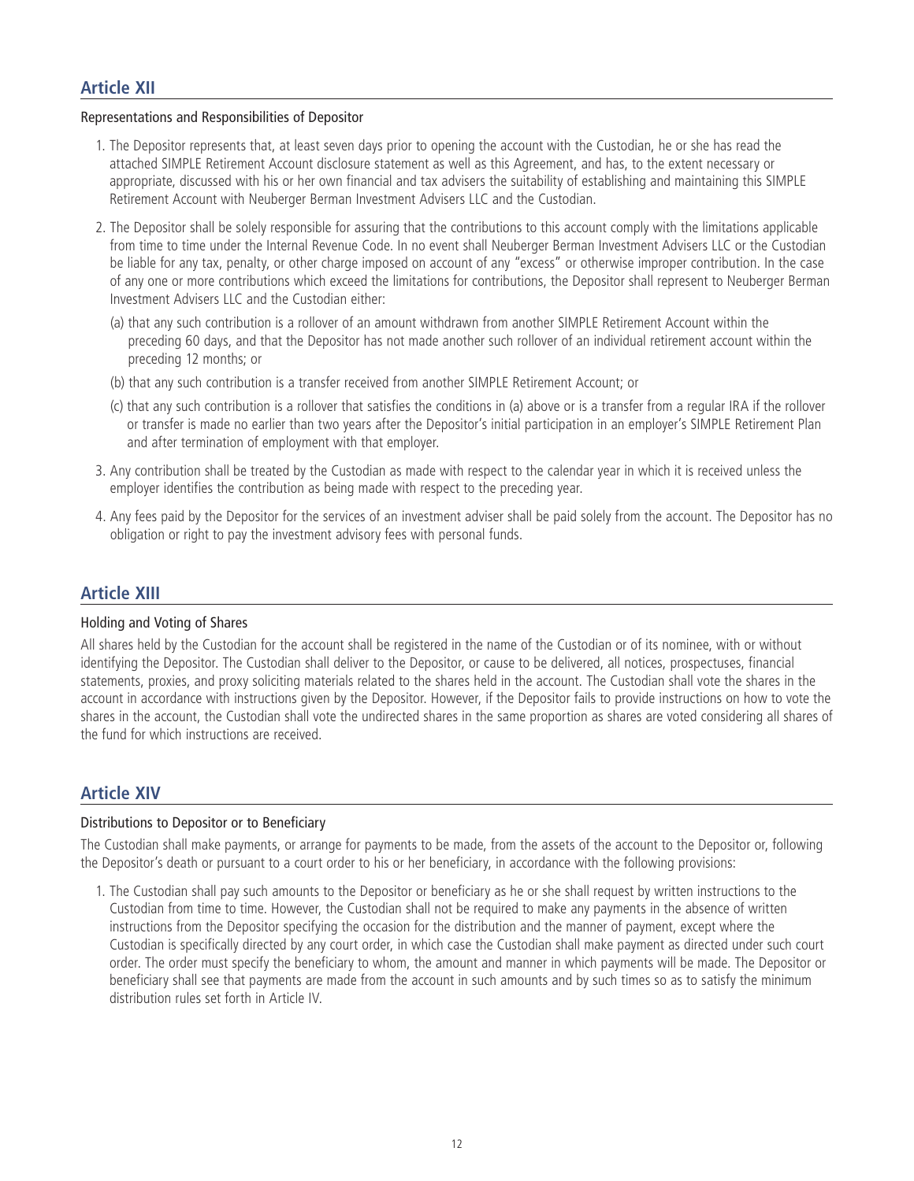## Article XII

### Representations and Responsibilities of Depositor

1. The Depositor represents that, at least seven days prior to opening the account with the Custodian, he or she has read the attached SIMPLE Retirement Account disclosure statement as well as this Agreement, and has, to the extent necessary or appropriate, discussed with his or her own financial and tax advisers the suitability of establishing and maintaining this SIMPLE Retirement Account with Neuberger Berman Investment Advisers LLC and the Custodian.

2. The Depositor shall be solely responsible for assuring that the contributions to this account comply with the limitations applicable from time to time under the Internal Revenue Code. In no event shall Neuberger Berman Investment Advisers LLC or the Custodian be liable for any tax, penalty, or other charge imposed on account of any "excess" or otherwise improper contribution. In the case of any one or more contributions which exceed the limitations for contributions, the Depositor shall represent to Neuberger Berman Investment Advisers LLC and the Custodian either:

   (a) that any such contribution is a rollover of an amount withdrawn from another SIMPLE Retirement Account within the preceding 60 days, and that the Depositor has not made another such rollover of an individual retirement account within the preceding 12 months; or

   (b) that any such contribution is a transfer received from another SIMPLE Retirement Account; or

   (c) that any such contribution is a rollover that satisfies the conditions in (a) above or is a transfer from a regular IRA if the rollover or transfer is made no earlier than two years after the Depositor's initial participation in an employer's SIMPLE Retirement Plan and after termination of employment with that employer.

3. Any contribution shall be treated by the Custodian as made with respect to the calendar year in which it is received unless the employer identifies the contribution as being made with respect to the preceding year.

4. Any fees paid by the Depositor for the services of an investment adviser shall be paid solely from the account. The Depositor has no obligation or right to pay the investment advisory fees with personal funds.

## Article XIII

### Holding and Voting of Shares

All shares held by the Custodian for the account shall be registered in the name of the Custodian or of its nominee, with or without identifying the Depositor. The Custodian shall deliver to the Depositor, or cause to be delivered, all notices, prospectuses, financial statements, proxies, and proxy soliciting materials related to the shares held in the account. The Custodian shall vote the shares in the account in accordance with instructions given by the Depositor. However, if the Depositor fails to provide instructions on how to vote the shares in the account, the Custodian shall vote the undirected shares in the same proportion as shares are voted considering all shares of the fund for which instructions are received.

## Article XIV

### Distributions to Depositor or to Beneficiary

The Custodian shall make payments, or arrange for payments to be made, from the assets of the account to the Depositor or, following the Depositor's death or pursuant to a court order to his or her beneficiary, in accordance with the following provisions:

1. The Custodian shall pay such amounts to the Depositor or beneficiary as he or she shall request by written instructions to the Custodian from time to time. However, the Custodian shall not be required to make any payments in the absence of written instructions from the Depositor specifying the occasion for the distribution and the manner of payment, except where the Custodian is specifically directed by any court order, in which case the Custodian shall make payment as directed under such court order. The order must specify the beneficiary to whom, the amount and manner in which payments will be made. The Depositor or beneficiary shall see that payments are made from the account in such amounts and by such times so as to satisfy the minimum distribution rules set forth in Article IV.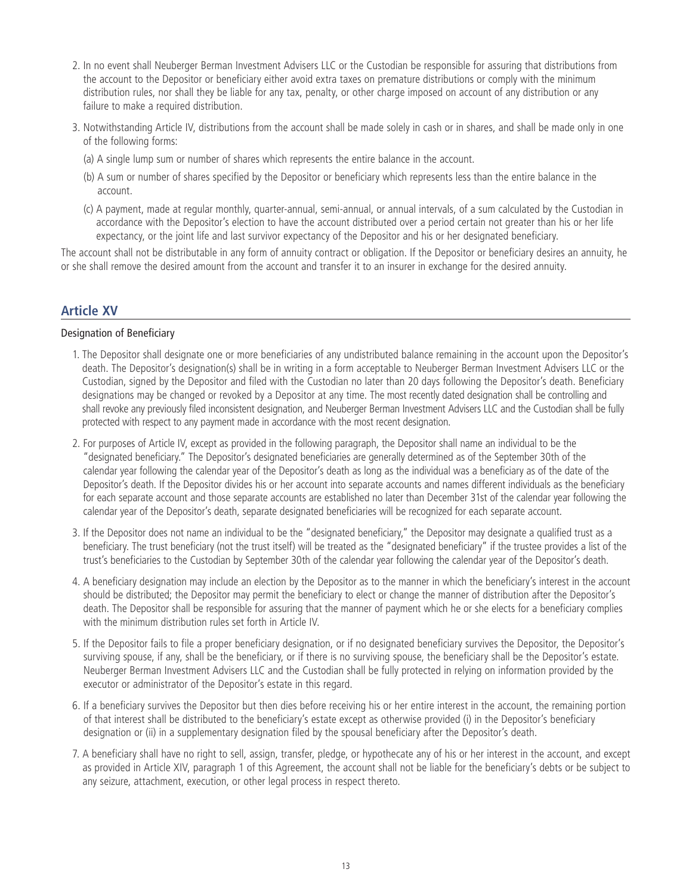2. In no event shall Neuberger Berman Investment Advisers LLC or the Custodian be responsible for assuring that distributions from the account to the Depositor or beneficiary either avoid extra taxes on premature distributions or comply with the minimum distribution rules, nor shall they be liable for any tax, penalty, or other charge imposed on account of any distribution or any failure to make a required distribution.

3. Notwithstanding Article IV, distributions from the account shall be made solely in cash or in shares, and shall be made only in one of the following forms:

   (a) A single lump sum or number of shares which represents the entire balance in the account.

   (b) A sum or number of shares specified by the Depositor or beneficiary which represents less than the entire balance in the account.

   (c) A payment, made at regular monthly, quarter-annual, semi-annual, or annual intervals, of a sum calculated by the Custodian in accordance with the Depositor's election to have the account distributed over a period certain not greater than his or her life expectancy, or the joint life and last survivor expectancy of the Depositor and his or her designated beneficiary.

The account shall not be distributable in any form of annuity contract or obligation. If the Depositor or beneficiary desires an annuity, he or she shall remove the desired amount from the account and transfer it to an insurer in exchange for the desired annuity.

## Article XV

Designation of Beneficiary

1. The Depositor shall designate one or more beneficiaries of any undistributed balance remaining in the account upon the Depositor's death. The Depositor's designation(s) shall be in writing in a form acceptable to Neuberger Berman Investment Advisers LLC or the Custodian, signed by the Depositor and filed with the Custodian no later than 20 days following the Depositor's death. Beneficiary designations may be changed or revoked by a Depositor at any time. The most recently dated designation shall be controlling and shall revoke any previously filed inconsistent designation, and Neuberger Berman Investment Advisers LLC and the Custodian shall be fully protected with respect to any payment made in accordance with the most recent designation.

2. For purposes of Article IV, except as provided in the following paragraph, the Depositor shall name an individual to be the "designated beneficiary." The Depositor's designated beneficiaries are generally determined as of the September 30th of the calendar year following the calendar year of the Depositor's death as long as the individual was a beneficiary as of the date of the Depositor's death. If the Depositor divides his or her account into separate accounts and names different individuals as the beneficiary for each separate account and those separate accounts are established no later than December 31st of the calendar year following the calendar year of the Depositor's death, separate designated beneficiaries will be recognized for each separate account.

3. If the Depositor does not name an individual to be the "designated beneficiary," the Depositor may designate a qualified trust as a beneficiary. The trust beneficiary (not the trust itself) will be treated as the "designated beneficiary" if the trustee provides a list of the trust's beneficiaries to the Custodian by September 30th of the calendar year following the calendar year of the Depositor's death.

4. A beneficiary designation may include an election by the Depositor as to the manner in which the beneficiary's interest in the account should be distributed; the Depositor may permit the beneficiary to elect or change the manner of distribution after the Depositor's death. The Depositor shall be responsible for assuring that the manner of payment which he or she elects for a beneficiary complies with the minimum distribution rules set forth in Article IV.

5. If the Depositor fails to file a proper beneficiary designation, or if no designated beneficiary survives the Depositor, the Depositor's surviving spouse, if any, shall be the beneficiary, or if there is no surviving spouse, the beneficiary shall be the Depositor's estate. Neuberger Berman Investment Advisers LLC and the Custodian shall be fully protected in relying on information provided by the executor or administrator of the Depositor's estate in this regard.

6. If a beneficiary survives the Depositor but then dies before receiving his or her entire interest in the account, the remaining portion of that interest shall be distributed to the beneficiary's estate except as otherwise provided (i) in the Depositor's beneficiary designation or (ii) in a supplementary designation filed by the spousal beneficiary after the Depositor's death.

7. A beneficiary shall have no right to sell, assign, transfer, pledge, or hypothecate any of his or her interest in the account, and except as provided in Article XIV, paragraph 1 of this Agreement, the account shall not be liable for the beneficiary's debts or be subject to any seizure, attachment, execution, or other legal process in respect thereto.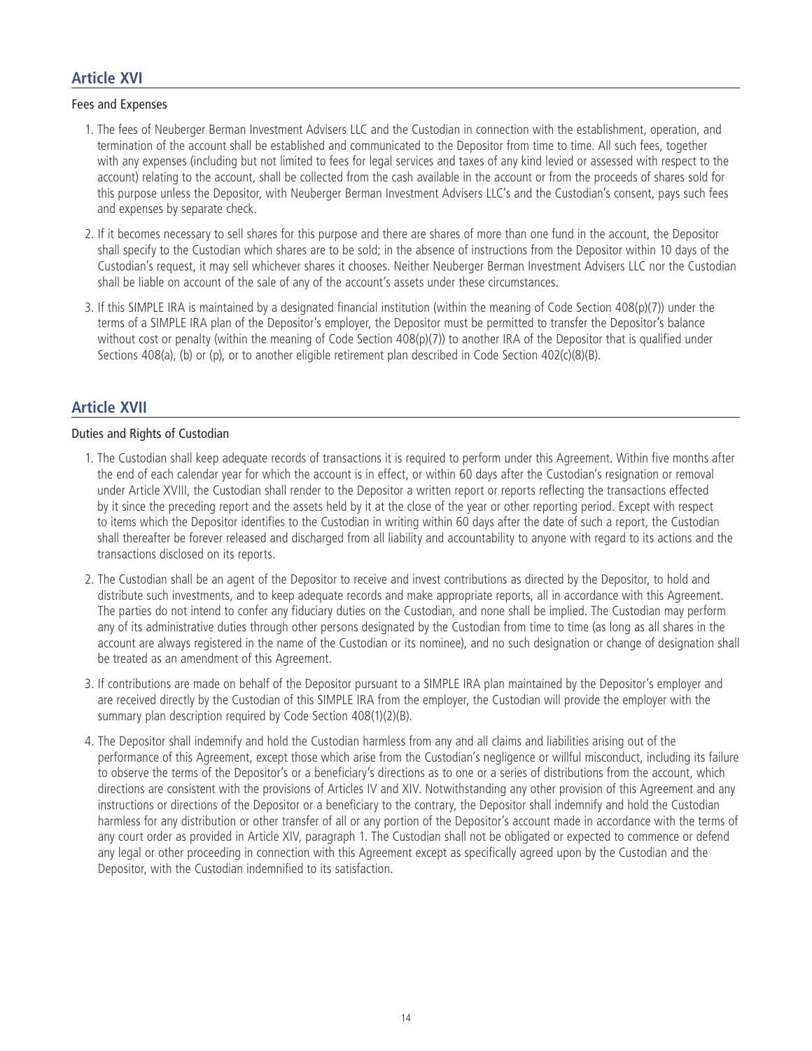## Article XVI

### Fees and Expenses

1. The fees of Neuberger Berman Investment Advisers LLC and the Custodian in connection with the establishment, operation, and termination of the account shall be established and communicated to the Depositor from time to time. All such fees, together with any expenses (including but not limited to fees for legal services and taxes of any kind levied or assessed with respect to the account) relating to the account, shall be collected from the cash available in the account or from the proceeds of shares sold for this purpose unless the Depositor, with Neuberger Berman Investment Advisers LLC's and the Custodian's consent, pays such fees and expenses by separate check.

2. If it becomes necessary to sell shares for this purpose and there are shares of more than one fund in the account, the Depositor shall specify to the Custodian which shares are to be sold; in the absence of instructions from the Depositor within 10 days of the Custodian's request, it may sell whichever shares it chooses. Neither Neuberger Berman Investment Advisers LLC nor the Custodian shall be liable on account of the sale of any of the account's assets under these circumstances.

3. If this SIMPLE IRA is maintained by a designated financial institution (within the meaning of Code Section 408(p)(7)) under the terms of a SIMPLE IRA plan of the Depositor's employer, the Depositor must be permitted to transfer the Depositor's balance without cost or penalty (within the meaning of Code Section 408(p)(7)) to another IRA of the Depositor that is qualified under Sections 408(a), (b) or (p), or to another eligible retirement plan described in Code Section 402(c)(8)(B).

## Article XVII

### Duties and Rights of Custodian

1. The Custodian shall keep adequate records of transactions it is required to perform under this Agreement. Within five months after the end of each calendar year for which the account is in effect, or within 60 days after the Custodian's resignation or removal under Article XVIII, the Custodian shall render to the Depositor a written report or reports reflecting the transactions effected by it since the preceding report and the assets held by it at the close of the year or other reporting period. Except with respect to items which the Depositor identifies to the Custodian in writing within 60 days after the date of such a report, the Custodian shall thereafter be forever released and discharged from all liability and accountability to anyone with regard to its actions and the transactions disclosed on its reports.

2. The Custodian shall be an agent of the Depositor to receive and invest contributions as directed by the Depositor, to hold and distribute such investments, and to keep adequate records and make appropriate reports, all in accordance with this Agreement. The parties do not intend to confer any fiduciary duties on the Custodian, and none shall be implied. The Custodian may perform any of its administrative duties through other persons designated by the Custodian from time to time (as long as all shares in the account are always registered in the name of the Custodian or its nominee), and no such designation or change of designation shall be treated as an amendment of this Agreement.

3. If contributions are made on behalf of the Depositor pursuant to a SIMPLE IRA plan maintained by the Depositor's employer and are received directly by the Custodian of this SIMPLE IRA from the employer, the Custodian will provide the employer with the summary plan description required by Code Section 408(1)(2)(B).

4. The Depositor shall indemnify and hold the Custodian harmless from any and all claims and liabilities arising out of the performance of this Agreement, except those which arise from the Custodian's negligence or willful misconduct, including its failure to observe the terms of the Depositor's or a beneficiary's directions as to one or a series of distributions from the account, which directions are consistent with the provisions of Articles IV and XIV. Notwithstanding any other provision of this Agreement and any instructions or directions of the Depositor or a beneficiary to the contrary, the Depositor shall indemnify and hold the Custodian harmless for any distribution or other transfer of all or any portion of the Depositor's account made in accordance with the terms of any court order as provided in Article XIV, paragraph 1. The Custodian shall not be obligated or expected to commence or defend any legal or other proceeding in connection with this Agreement except as specifically agreed upon by the Custodian and the Depositor, with the Custodian indemnified to its satisfaction.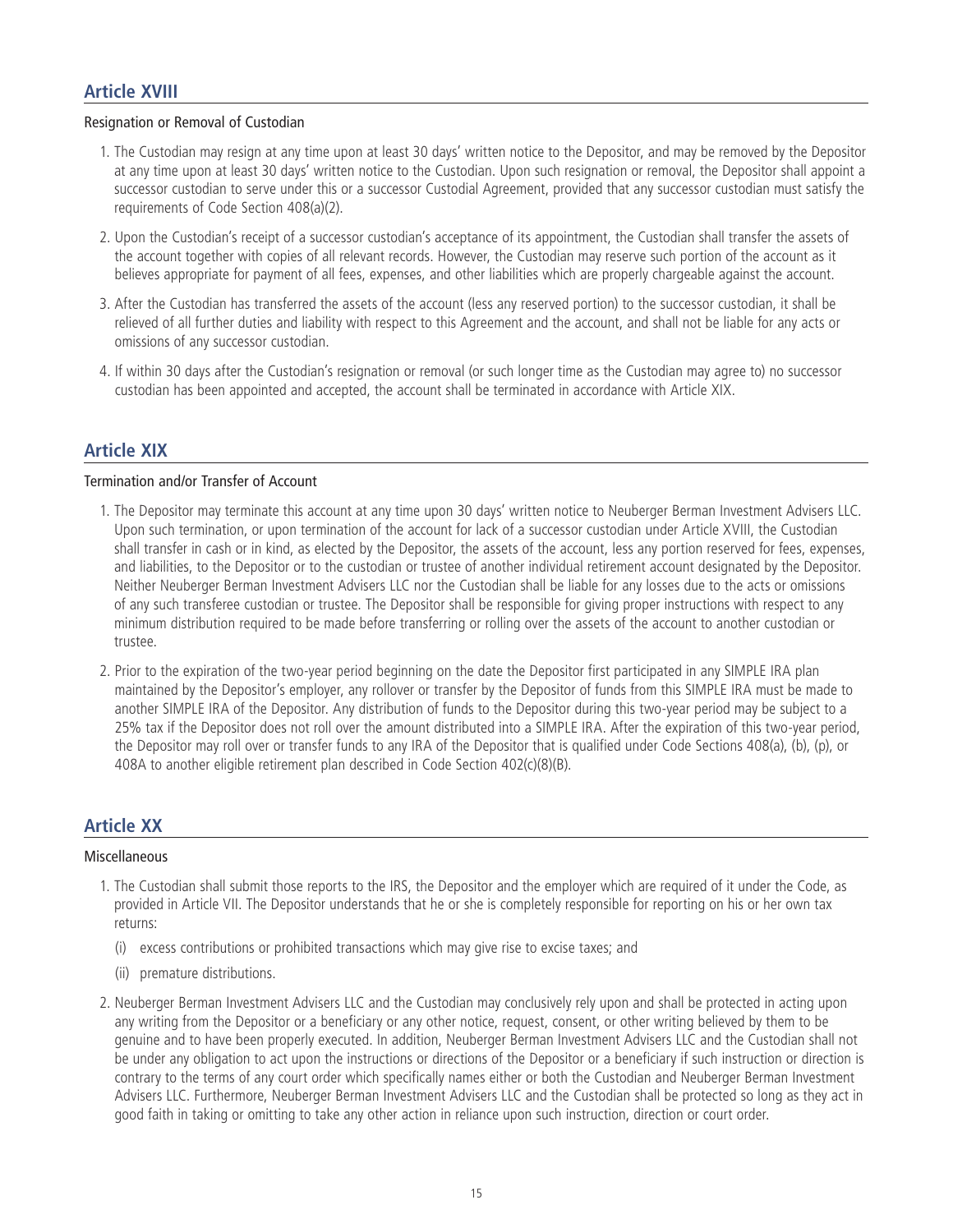## Article XVIII

Resignation or Removal of Custodian

1. The Custodian may resign at any time upon at least 30 days' written notice to the Depositor, and may be removed by the Depositor at any time upon at least 30 days' written notice to the Custodian. Upon such resignation or removal, the Depositor shall appoint a successor custodian to serve under this or a successor Custodial Agreement, provided that any successor custodian must satisfy the requirements of Code Section 408(a)(2).

2. Upon the Custodian's receipt of a successor custodian's acceptance of its appointment, the Custodian shall transfer the assets of the account together with copies of all relevant records. However, the Custodian may reserve such portion of the account as it believes appropriate for payment of all fees, expenses, and other liabilities which are properly chargeable against the account.

3. After the Custodian has transferred the assets of the account (less any reserved portion) to the successor custodian, it shall be relieved of all further duties and liability with respect to this Agreement and the account, and shall not be liable for any acts or omissions of any successor custodian.

4. If within 30 days after the Custodian's resignation or removal (or such longer time as the Custodian may agree to) no successor custodian has been appointed and accepted, the account shall be terminated in accordance with Article XIX.

## Article XIX

Termination and/or Transfer of Account

1. The Depositor may terminate this account at any time upon 30 days' written notice to Neuberger Berman Investment Advisers LLC. Upon such termination, or upon termination of the account for lack of a successor custodian under Article XVIII, the Custodian shall transfer in cash or in kind, as elected by the Depositor, the assets of the account, less any portion reserved for fees, expenses, and liabilities, to the Depositor or to the custodian or trustee of another individual retirement account designated by the Depositor. Neither Neuberger Berman Investment Advisers LLC nor the Custodian shall be liable for any losses due to the acts or omissions of any such transferee custodian or trustee. The Depositor shall be responsible for giving proper instructions with respect to any minimum distribution required to be made before transferring or rolling over the assets of the account to another custodian or trustee.

2. Prior to the expiration of the two-year period beginning on the date the Depositor first participated in any SIMPLE IRA plan maintained by the Depositor's employer, any rollover or transfer by the Depositor of funds from this SIMPLE IRA must be made to another SIMPLE IRA of the Depositor. Any distribution of funds to the Depositor during this two-year period may be subject to a 25% tax if the Depositor does not roll over the amount distributed into a SIMPLE IRA. After the expiration of this two-year period, the Depositor may roll over or transfer funds to any IRA of the Depositor that is qualified under Code Sections 408(a), (b), (p), or 408A to another eligible retirement plan described in Code Section 402(c)(8)(B).

## Article XX

Miscellaneous

1. The Custodian shall submit those reports to the IRS, the Depositor and the employer which are required of it under the Code, as provided in Article VII. The Depositor understands that he or she is completely responsible for reporting on his or her own tax returns:
   (i) excess contributions or prohibited transactions which may give rise to excise taxes; and
   (ii) premature distributions.

2. Neuberger Berman Investment Advisers LLC and the Custodian may conclusively rely upon and shall be protected in acting upon any writing from the Depositor or a beneficiary or any other notice, request, consent, or other writing believed by them to be genuine and to have been properly executed. In addition, Neuberger Berman Investment Advisers LLC and the Custodian shall not be under any obligation to act upon the instructions or directions of the Depositor or a beneficiary if such instruction or direction is contrary to the terms of any court order which specifically names either or both the Custodian and Neuberger Berman Investment Advisers LLC. Furthermore, Neuberger Berman Investment Advisers LLC and the Custodian shall be protected so long as they act in good faith in taking or omitting to take any other action in reliance upon such instruction, direction or court order.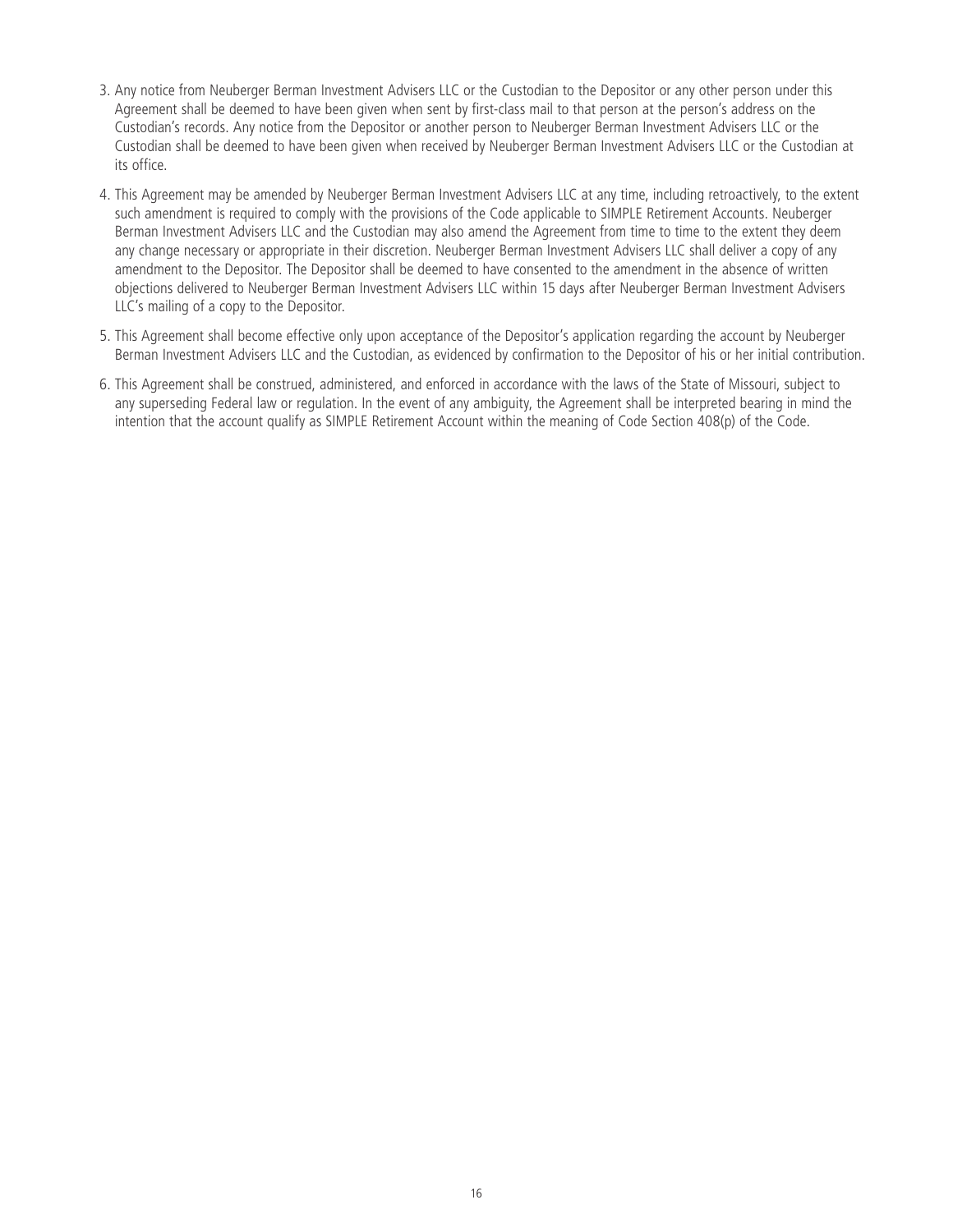3. Any notice from Neuberger Berman Investment Advisers LLC or the Custodian to the Depositor or any other person under this Agreement shall be deemed to have been given when sent by first-class mail to that person at the person's address on the Custodian's records. Any notice from the Depositor or another person to Neuberger Berman Investment Advisers LLC or the Custodian shall be deemed to have been given when received by Neuberger Berman Investment Advisers LLC or the Custodian at its office.

4. This Agreement may be amended by Neuberger Berman Investment Advisers LLC at any time, including retroactively, to the extent such amendment is required to comply with the provisions of the Code applicable to SIMPLE Retirement Accounts. Neuberger Berman Investment Advisers LLC and the Custodian may also amend the Agreement from time to time to the extent they deem any change necessary or appropriate in their discretion. Neuberger Berman Investment Advisers LLC shall deliver a copy of any amendment to the Depositor. The Depositor shall be deemed to have consented to the amendment in the absence of written objections delivered to Neuberger Berman Investment Advisers LLC within 15 days after Neuberger Berman Investment Advisers LLC's mailing of a copy to the Depositor.

5. This Agreement shall become effective only upon acceptance of the Depositor's application regarding the account by Neuberger Berman Investment Advisers LLC and the Custodian, as evidenced by confirmation to the Depositor of his or her initial contribution.

6. This Agreement shall be construed, administered, and enforced in accordance with the laws of the State of Missouri, subject to any superseding Federal law or regulation. In the event of any ambiguity, the Agreement shall be interpreted bearing in mind the intention that the account qualify as SIMPLE Retirement Account within the meaning of Code Section 408(p) of the Code.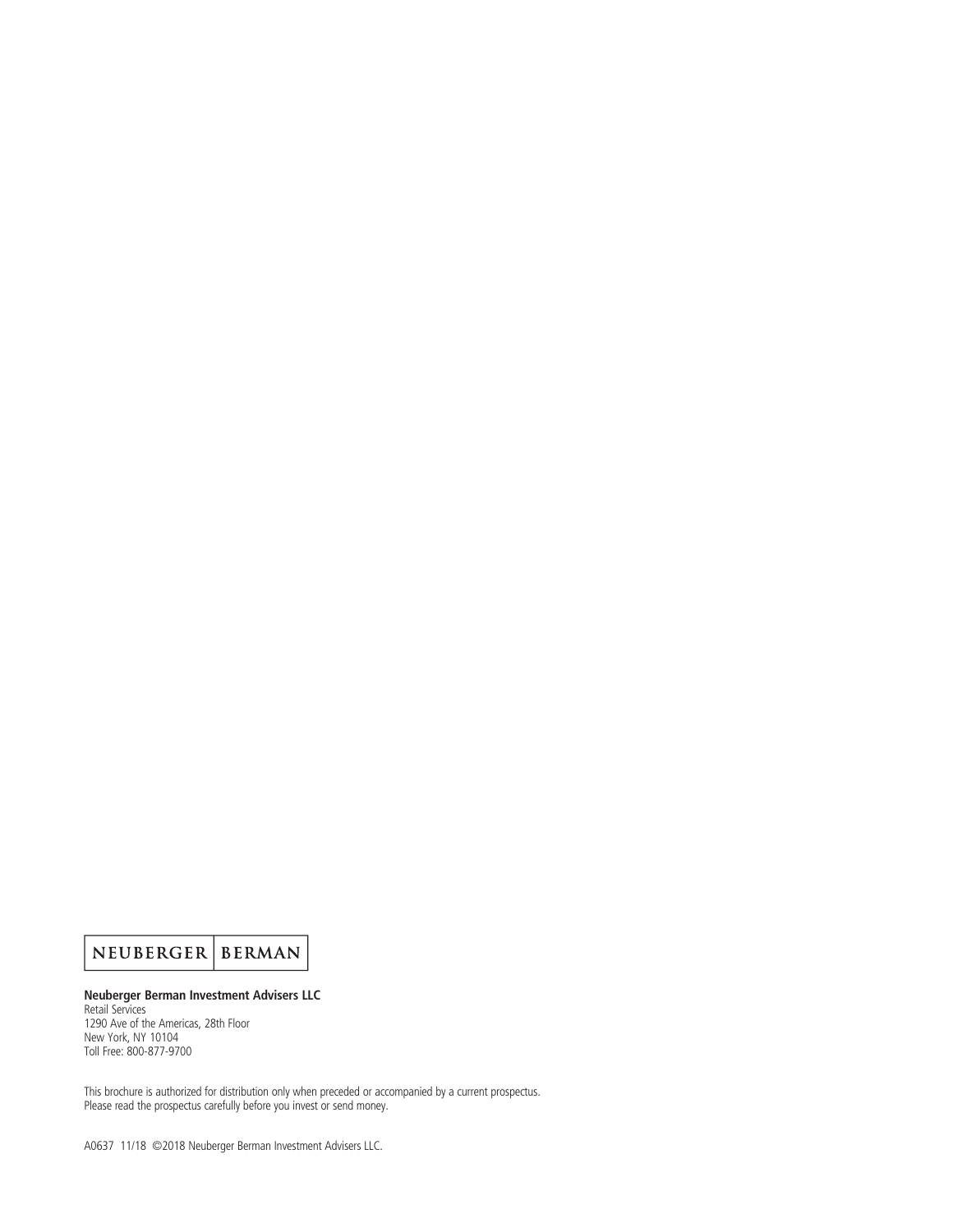NEUBERGER | BERMAN

**Neuberger Berman Investment Advisers LLC**
Retail Services
1290 Ave of the Americas, 28th Floor
New York, NY 10104
Toll Free: 800-877-9700

This brochure is authorized for distribution only when preceded or accompanied by a current prospectus.
Please read the prospectus carefully before you invest or send money.

A0637 11/18 ©2018 Neuberger Berman Investment Advisers LLC.